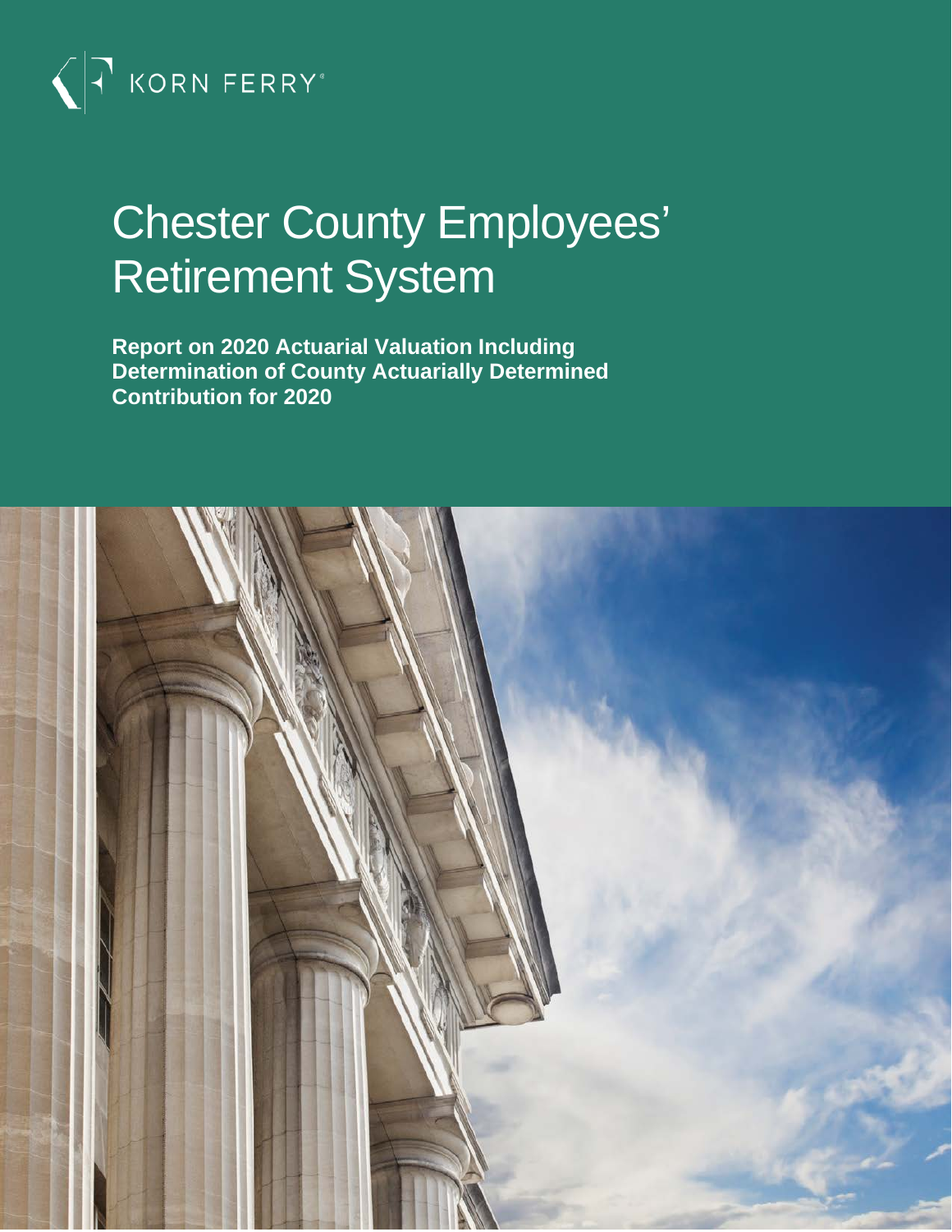KORN FERRY

# Chester County Employees' Retirement System

**Report on 2020 Actuarial Valuation Including Determination of County Actuarially Determined Contribution for 2020**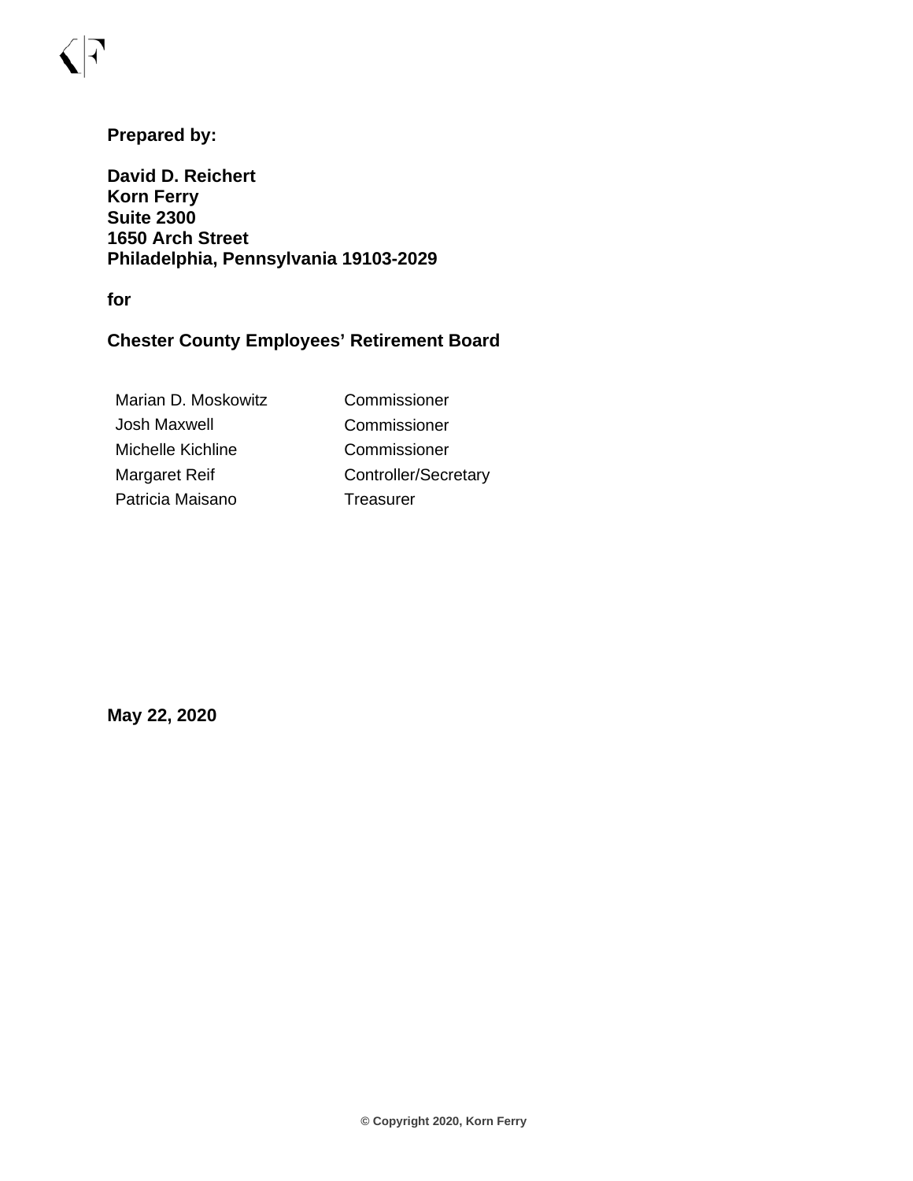**Prepared by:**

**David D. Reichert**
**Korn Ferry**
**Suite 2300**
**1650 Arch Street**
**Philadelphia, Pennsylvania 19103-2029**

**for**

**Chester County Employees' Retirement Board**

| | |
|---|---|
| Marian D. Moskowitz | Commissioner |
| Josh Maxwell | Commissioner |
| Michelle Kichline | Commissioner |
| Margaret Reif | Controller/Secretary |
| Patricia Maisano | Treasurer |

**May 22, 2020**

**© Copyright 2020, Korn Ferry**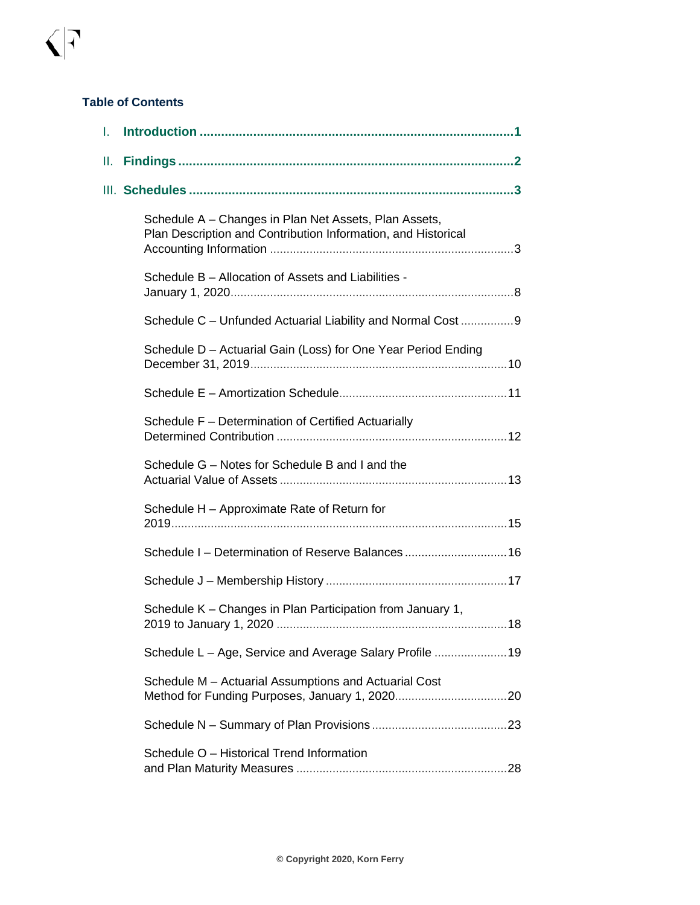## Table of Contents

I. **Introduction** ....................................................................................**1**

II. **Findings** ............................................................................................**2**

III. **Schedules** ..........................................................................................**3**

- Schedule A – Changes in Plan Net Assets, Plan Assets, Plan Description and Contribution Information, and Historical Accounting Information ..........................................................................3
- Schedule B – Allocation of Assets and Liabilities - January 1, 2020......................................................................................8
- Schedule C – Unfunded Actuarial Liability and Normal Cost ................9
- Schedule D – Actuarial Gain (Loss) for One Year Period Ending December 31, 2019.............................................................................10
- Schedule E – Amortization Schedule..................................................11
- Schedule F – Determination of Certified Actuarially Determined Contribution .....................................................................12
- Schedule G – Notes for Schedule B and I and the Actuarial Value of Assets ....................................................................13
- Schedule H – Approximate Rate of Return for 2019.....................................................................................................15
- Schedule I – Determination of Reserve Balances ...............................16
- Schedule J – Membership History ......................................................17
- Schedule K – Changes in Plan Participation from January 1, 2019 to January 1, 2020 .....................................................................18
- Schedule L – Age, Service and Average Salary Profile ......................19
- Schedule M – Actuarial Assumptions and Actuarial Cost Method for Funding Purposes, January 1, 2020.................................20
- Schedule N – Summary of Plan Provisions .........................................23
- Schedule O – Historical Trend Information and Plan Maturity Measures ................................................................28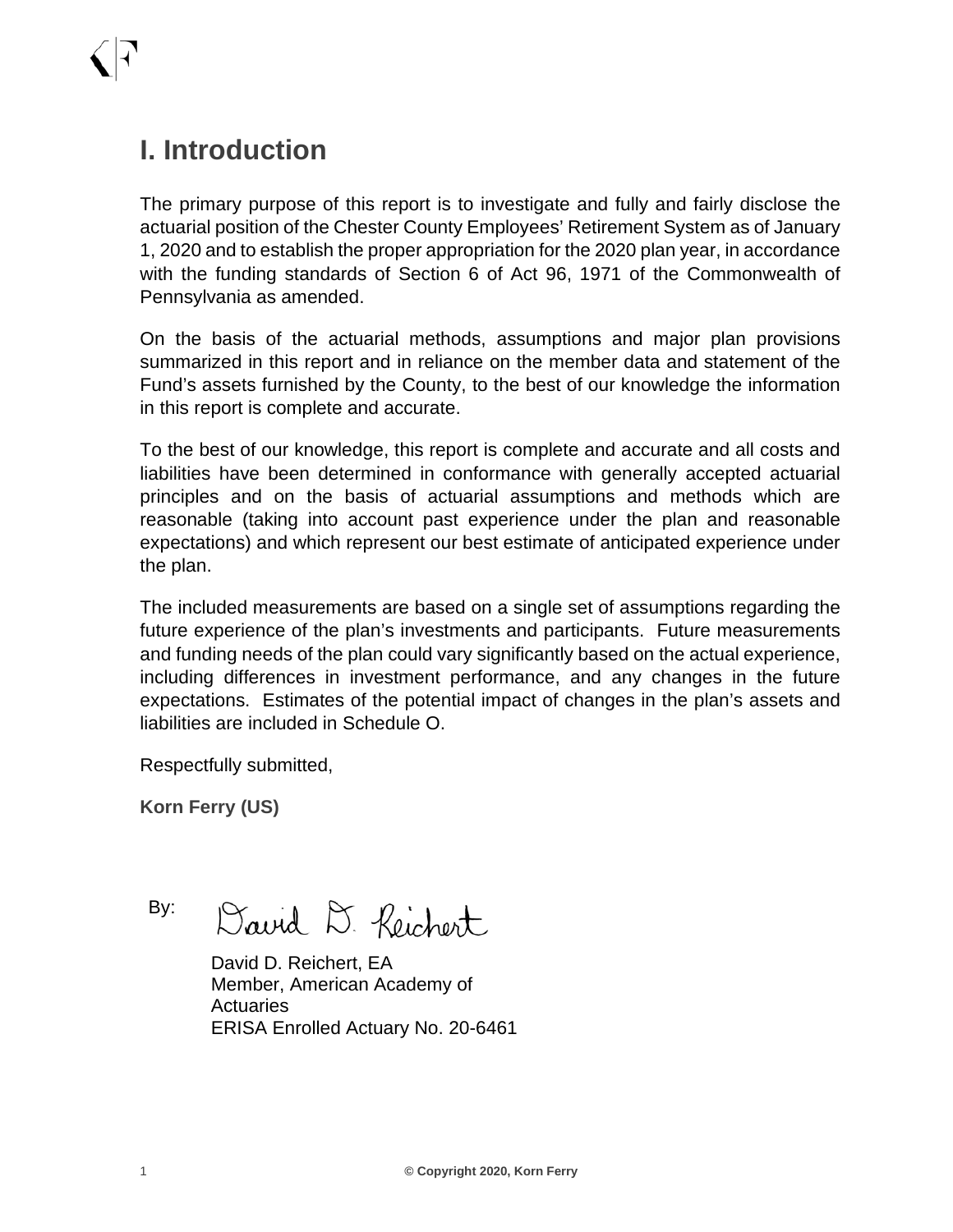# I. Introduction

The primary purpose of this report is to investigate and fully and fairly disclose the actuarial position of the Chester County Employees' Retirement System as of January 1, 2020 and to establish the proper appropriation for the 2020 plan year, in accordance with the funding standards of Section 6 of Act 96, 1971 of the Commonwealth of Pennsylvania as amended.

On the basis of the actuarial methods, assumptions and major plan provisions summarized in this report and in reliance on the member data and statement of the Fund's assets furnished by the County, to the best of our knowledge the information in this report is complete and accurate.

To the best of our knowledge, this report is complete and accurate and all costs and liabilities have been determined in conformance with generally accepted actuarial principles and on the basis of actuarial assumptions and methods which are reasonable (taking into account past experience under the plan and reasonable expectations) and which represent our best estimate of anticipated experience under the plan.

The included measurements are based on a single set of assumptions regarding the future experience of the plan's investments and participants. Future measurements and funding needs of the plan could vary significantly based on the actual experience, including differences in investment performance, and any changes in the future expectations. Estimates of the potential impact of changes in the plan's assets and liabilities are included in Schedule O.

Respectfully submitted,

**Korn Ferry (US)**

By: David D. Reichert

David D. Reichert, EA
Member, American Academy of Actuaries
ERISA Enrolled Actuary No. 20-6461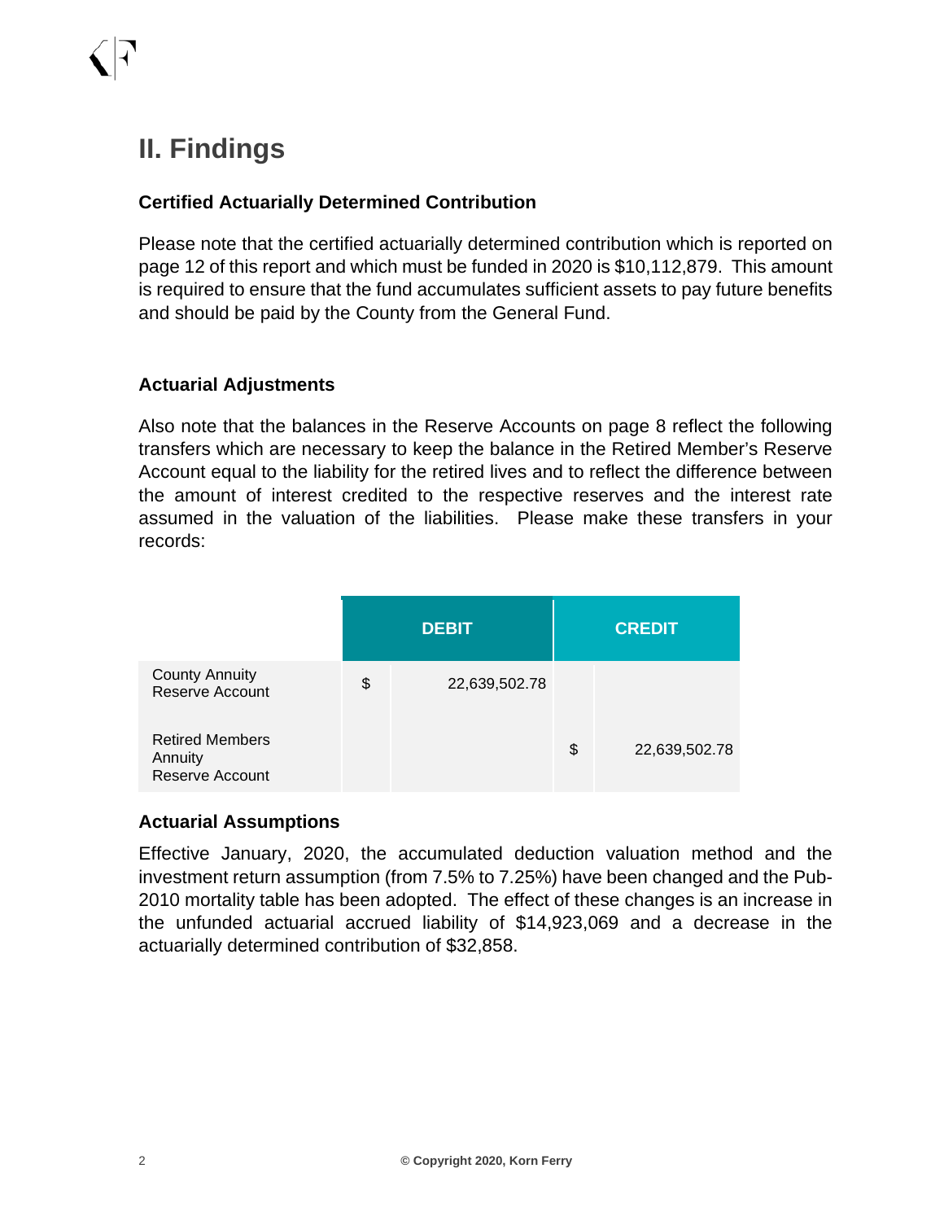# II. Findings

### Certified Actuarially Determined Contribution

Please note that the certified actuarially determined contribution which is reported on page 12 of this report and which must be funded in 2020 is $10,112,879. This amount is required to ensure that the fund accumulates sufficient assets to pay future benefits and should be paid by the County from the General Fund.

### Actuarial Adjustments

Also note that the balances in the Reserve Accounts on page 8 reflect the following transfers which are necessary to keep the balance in the Retired Member's Reserve Account equal to the liability for the retired lives and to reflect the difference between the amount of interest credited to the respective reserves and the interest rate assumed in the valuation of the liabilities. Please make these transfers in your records:

| | DEBIT | | CREDIT | |
|---|---|---|---|---|
| County Annuity Reserve Account | $ | 22,639,502.78 | | |
| Retired Members Annuity Reserve Account | | | $ | 22,639,502.78 |

### Actuarial Assumptions

Effective January, 2020, the accumulated deduction valuation method and the investment return assumption (from 7.5% to 7.25%) have been changed and the Pub-2010 mortality table has been adopted. The effect of these changes is an increase in the unfunded actuarial accrued liability of $14,923,069 and a decrease in the actuarially determined contribution of $32,858.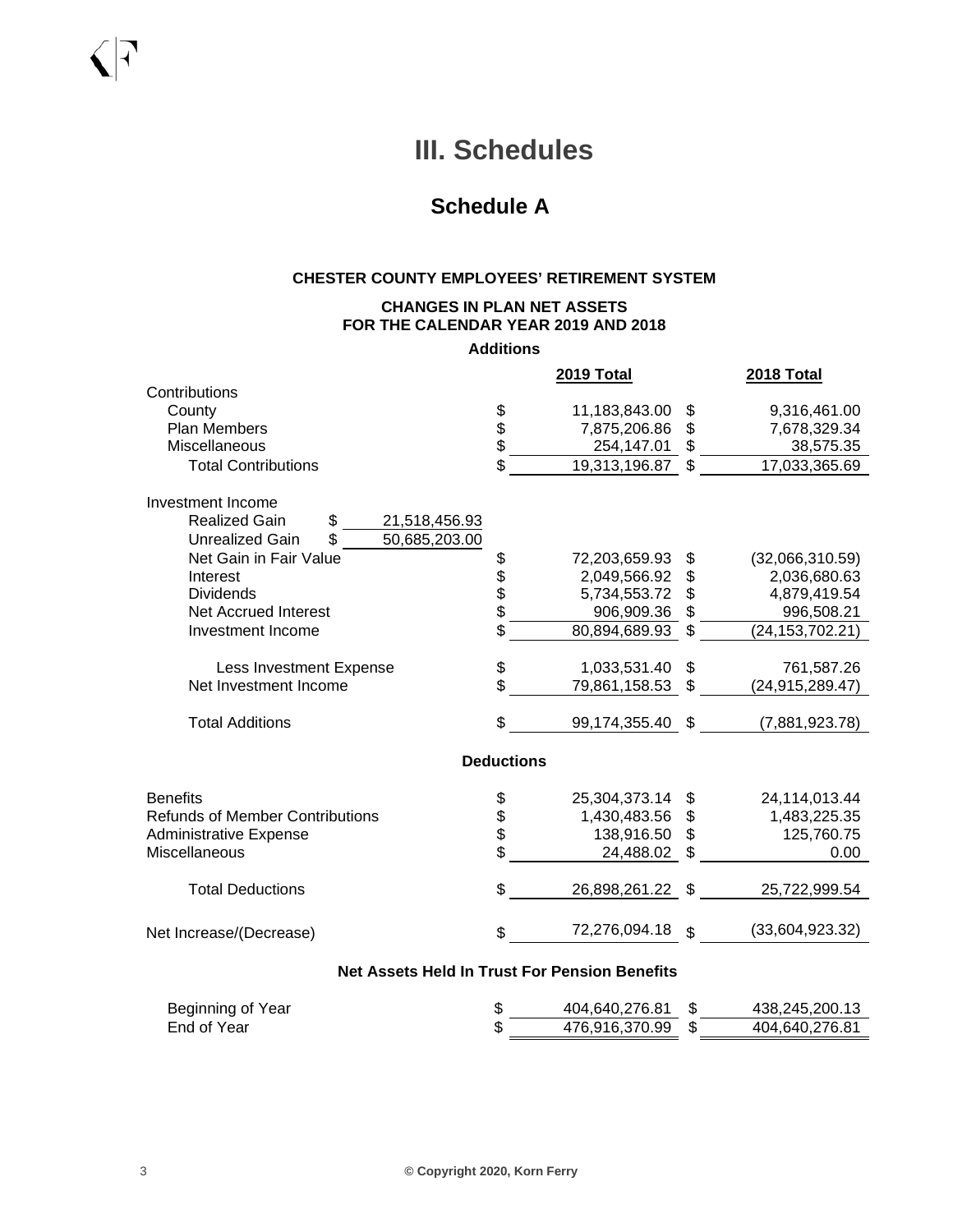# III. Schedules

## Schedule A

**CHESTER COUNTY EMPLOYEES' RETIREMENT SYSTEM**

**CHANGES IN PLAN NET ASSETS**
**FOR THE CALENDAR YEAR 2019 AND 2018**

| | | **2019 Total** | **2018 Total** |
|---|---|---|---|
| **Additions** | | | |
| Contributions | | | |
| County | | $ 11,183,843.00 | $ 9,316,461.00 |
| Plan Members | | $ 7,875,206.86 | $ 7,678,329.34 |
| Miscellaneous | | $ 254,147.01 | $ 38,575.35 |
| Total Contributions | | $ 19,313,196.87 | $ 17,033,365.69 |
| Investment Income | | | |
| Realized Gain | $ 21,518,456.93 | | |
| Unrealized Gain | $ 50,685,203.00 | | |
| Net Gain in Fair Value | | $ 72,203,659.93 | $ (32,066,310.59) |
| Interest | | $ 2,049,566.92 | $ 2,036,680.63 |
| Dividends | | $ 5,734,553.72 | $ 4,879,419.54 |
| Net Accrued Interest | | $ 906,909.36 | $ 996,508.21 |
| Investment Income | | $ 80,894,689.93 | $ (24,153,702.21) |
| Less Investment Expense | | $ 1,033,531.40 | $ 761,587.26 |
| Net Investment Income | | $ 79,861,158.53 | $ (24,915,289.47) |
| Total Additions | | $ 99,174,355.40 | $ (7,881,923.78) |
| **Deductions** | | | |
| Benefits | | $ 25,304,373.14 | $ 24,114,013.44 |
| Refunds of Member Contributions | | $ 1,430,483.56 | $ 1,483,225.35 |
| Administrative Expense | | $ 138,916.50 | $ 125,760.75 |
| Miscellaneous | | $ 24,488.02 | $ 0.00 |
| Total Deductions | | $ 26,898,261.22 | $ 25,722,999.54 |
| Net Increase/(Decrease) | | $ 72,276,094.18 | $ (33,604,923.32) |
| **Net Assets Held In Trust For Pension Benefits** | | | |
| Beginning of Year | | $ 404,640,276.81 | $ 438,245,200.13 |
| End of Year | | $ 476,916,370.99 | $ 404,640,276.81 |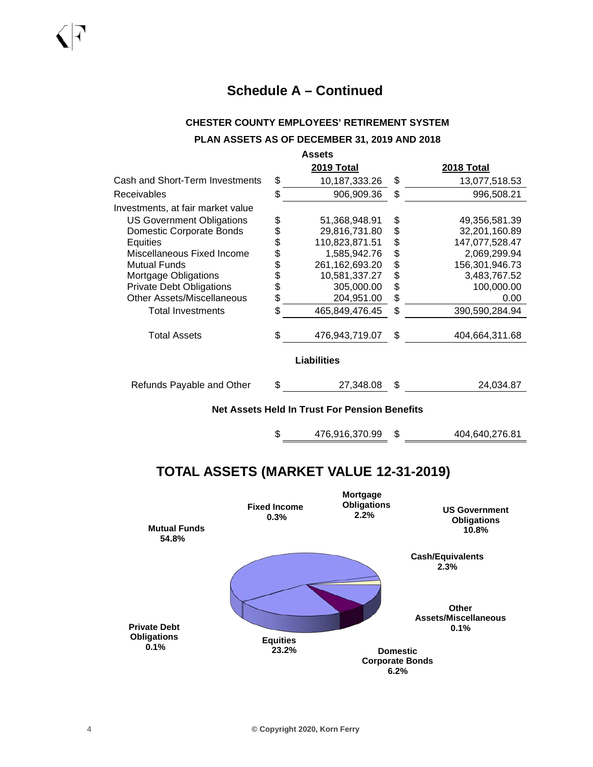# Schedule A – Continued

**CHESTER COUNTY EMPLOYEES' RETIREMENT SYSTEM**

**PLAN ASSETS AS OF DECEMBER 31, 2019 AND 2018**

**Assets**

| | 2019 Total | 2018 Total |
|---|---|---|
| Cash and Short-Term Investments | $ 10,187,333.26 | $ 13,077,518.53 |
| Receivables | $ 906,909.36 | $ 996,508.21 |
| Investments, at fair market value | | |
| US Government Obligations | $ 51,368,948.91 | $ 49,356,581.39 |
| Domestic Corporate Bonds | $ 29,816,731.80 | $ 32,201,160.89 |
| Equities | $ 110,823,871.51 | $ 147,077,528.47 |
| Miscellaneous Fixed Income | $ 1,585,942.76 | $ 2,069,299.94 |
| Mutual Funds | $ 261,162,693.20 | $ 156,301,946.73 |
| Mortgage Obligations | $ 10,581,337.27 | $ 3,483,767.52 |
| Private Debt Obligations | $ 305,000.00 | $ 100,000.00 |
| Other Assets/Miscellaneous | $ 204,951.00 | $ 0.00 |
| Total Investments | $ 465,849,476.45 | $ 390,590,284.94 |
| Total Assets | $ 476,943,719.07 | $ 404,664,311.68 |

**Liabilities**

| | 2019 Total | 2018 Total |
|---|---|---|
| Refunds Payable and Other | $ 27,348.08 | $ 24,034.87 |

**Net Assets Held In Trust For Pension Benefits**

| | 2019 Total | 2018 Total |
|---|---|---|
| | $ 476,916,370.99 | $ 404,640,276.81 |

## TOTAL ASSETS (MARKET VALUE 12-31-2019)

- Mutual Funds 54.8%
- Fixed Income 0.3%
- Mortgage Obligations 2.2%
- US Government Obligations 10.8%
- Cash/Equivalents 2.3%
- Other Assets/Miscellaneous 0.1%
- Domestic Corporate Bonds 6.2%
- Equities 23.2%
- Private Debt Obligations 0.1%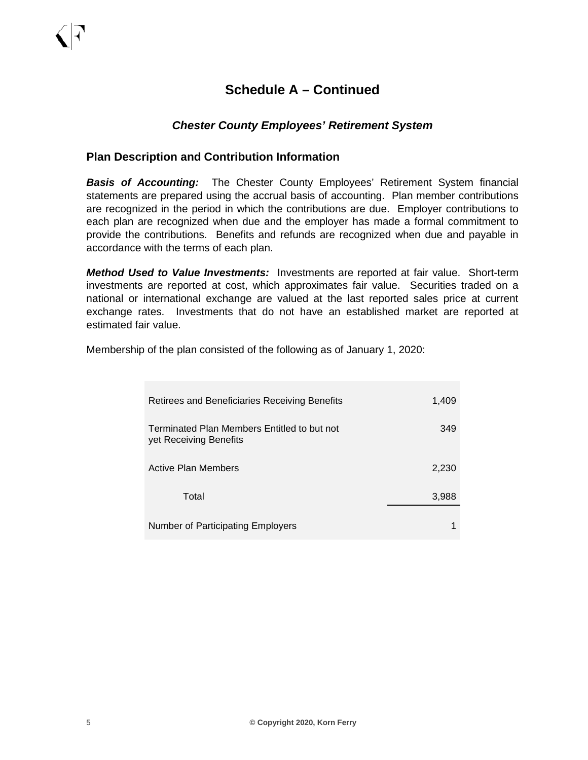# Schedule A – Continued

### *Chester County Employees' Retirement System*

## Plan Description and Contribution Information

***Basis of Accounting:*** The Chester County Employees' Retirement System financial statements are prepared using the accrual basis of accounting. Plan member contributions are recognized in the period in which the contributions are due. Employer contributions to each plan are recognized when due and the employer has made a formal commitment to provide the contributions. Benefits and refunds are recognized when due and payable in accordance with the terms of each plan.

***Method Used to Value Investments:*** Investments are reported at fair value. Short-term investments are reported at cost, which approximates fair value. Securities traded on a national or international exchange are valued at the last reported sales price at current exchange rates. Investments that do not have an established market are reported at estimated fair value.

Membership of the plan consisted of the following as of January 1, 2020:

| | |
|---|---:|
| Retirees and Beneficiaries Receiving Benefits | 1,409 |
| Terminated Plan Members Entitled to but not yet Receiving Benefits | 349 |
| Active Plan Members | 2,230 |
| Total | 3,988 |
| Number of Participating Employers | 1 |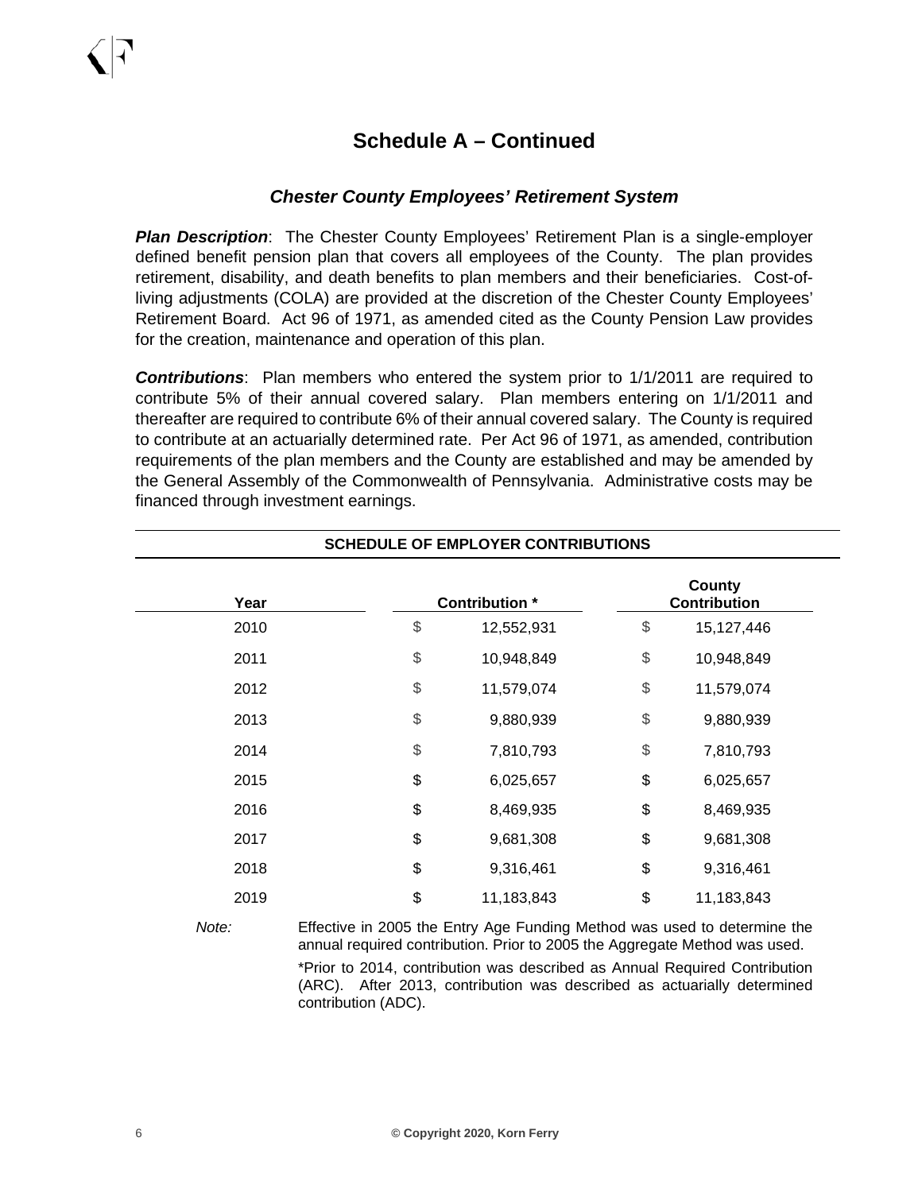# Schedule A – Continued

## *Chester County Employees' Retirement System*

***Plan Description***: The Chester County Employees' Retirement Plan is a single-employer defined benefit pension plan that covers all employees of the County. The plan provides retirement, disability, and death benefits to plan members and their beneficiaries. Cost-of-living adjustments (COLA) are provided at the discretion of the Chester County Employees' Retirement Board. Act 96 of 1971, as amended cited as the County Pension Law provides for the creation, maintenance and operation of this plan.

***Contributions***: Plan members who entered the system prior to 1/1/2011 are required to contribute 5% of their annual covered salary. Plan members entering on 1/1/2011 and thereafter are required to contribute 6% of their annual covered salary. The County is required to contribute at an actuarially determined rate. Per Act 96 of 1971, as amended, contribution requirements of the plan members and the County are established and may be amended by the General Assembly of the Commonwealth of Pennsylvania. Administrative costs may be financed through investment earnings.

**SCHEDULE OF EMPLOYER CONTRIBUTIONS**

| Year | Contribution * | County Contribution |
|---|---|---|
| 2010 | $ 12,552,931 | $ 15,127,446 |
| 2011 | $ 10,948,849 | $ 10,948,849 |
| 2012 | $ 11,579,074 | $ 11,579,074 |
| 2013 | $ 9,880,939 | $ 9,880,939 |
| 2014 | $ 7,810,793 | $ 7,810,793 |
| 2015 | $ 6,025,657 | $ 6,025,657 |
| 2016 | $ 8,469,935 | $ 8,469,935 |
| 2017 | $ 9,681,308 | $ 9,681,308 |
| 2018 | $ 9,316,461 | $ 9,316,461 |
| 2019 | $ 11,183,843 | $ 11,183,843 |

*Note:* Effective in 2005 the Entry Age Funding Method was used to determine the annual required contribution. Prior to 2005 the Aggregate Method was used.

*Prior to 2014, contribution was described as Annual Required Contribution (ARC). After 2013, contribution was described as actuarially determined contribution (ADC).

© Copyright 2020, Korn Ferry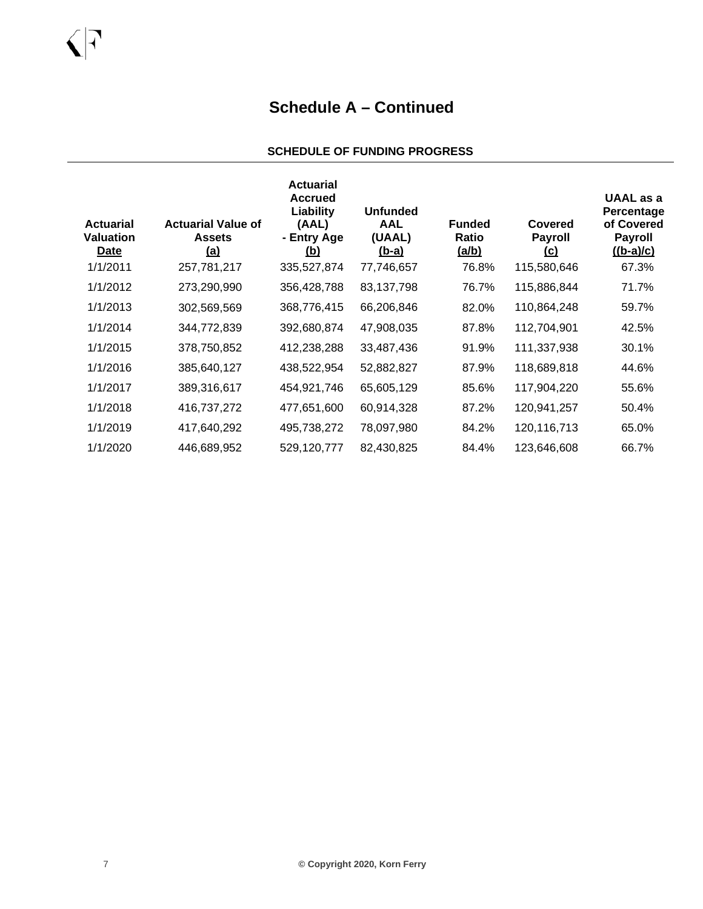# Schedule A – Continued

## SCHEDULE OF FUNDING PROGRESS

| Actuarial Valuation Date | Actuarial Value of Assets (a) | Actuarial Accrued Liability (AAL) - Entry Age (b) | Unfunded AAL (UAAL) (b-a) | Funded Ratio (a/b) | Covered Payroll (c) | UAAL as a Percentage of Covered Payroll ((b-a)/c) |
|---|---|---|---|---|---|---|
| 1/1/2011 | 257,781,217 | 335,527,874 | 77,746,657 | 76.8% | 115,580,646 | 67.3% |
| 1/1/2012 | 273,290,990 | 356,428,788 | 83,137,798 | 76.7% | 115,886,844 | 71.7% |
| 1/1/2013 | 302,569,569 | 368,776,415 | 66,206,846 | 82.0% | 110,864,248 | 59.7% |
| 1/1/2014 | 344,772,839 | 392,680,874 | 47,908,035 | 87.8% | 112,704,901 | 42.5% |
| 1/1/2015 | 378,750,852 | 412,238,288 | 33,487,436 | 91.9% | 111,337,938 | 30.1% |
| 1/1/2016 | 385,640,127 | 438,522,954 | 52,882,827 | 87.9% | 118,689,818 | 44.6% |
| 1/1/2017 | 389,316,617 | 454,921,746 | 65,605,129 | 85.6% | 117,904,220 | 55.6% |
| 1/1/2018 | 416,737,272 | 477,651,600 | 60,914,328 | 87.2% | 120,941,257 | 50.4% |
| 1/1/2019 | 417,640,292 | 495,738,272 | 78,097,980 | 84.2% | 120,116,713 | 65.0% |
| 1/1/2020 | 446,689,952 | 529,120,777 | 82,430,825 | 84.4% | 123,646,608 | 66.7% |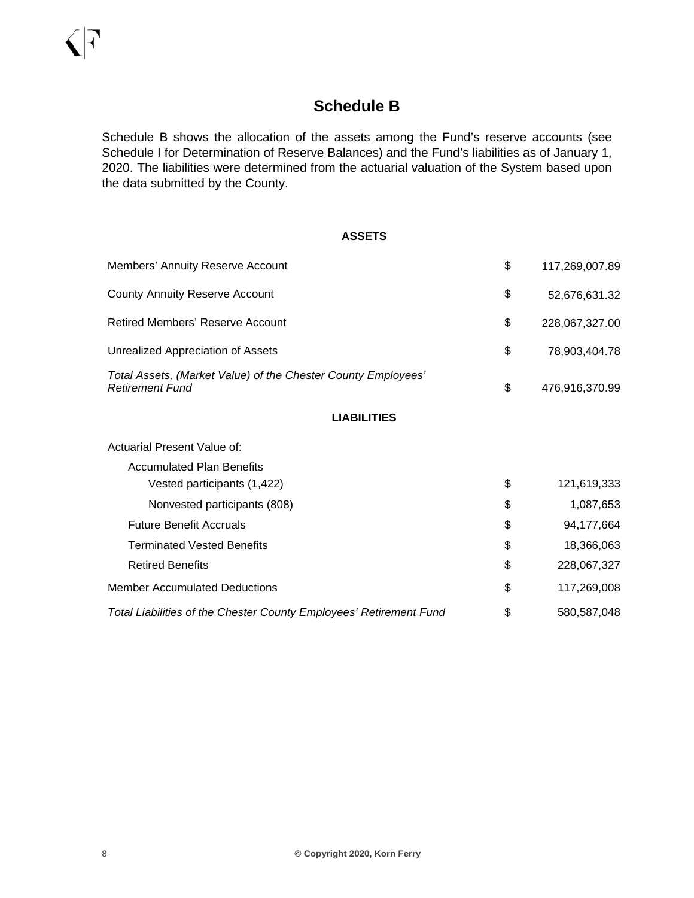# Schedule B

Schedule B shows the allocation of the assets among the Fund's reserve accounts (see Schedule I for Determination of Reserve Balances) and the Fund's liabilities as of January 1, 2020. The liabilities were determined from the actuarial valuation of the System based upon the data submitted by the County.

**ASSETS**

| | | |
|---|---|---|
| Members' Annuity Reserve Account | $ | 117,269,007.89 |
| County Annuity Reserve Account | $ | 52,676,631.32 |
| Retired Members' Reserve Account | $ | 228,067,327.00 |
| Unrealized Appreciation of Assets | $ | 78,903,404.78 |
| *Total Assets, (Market Value) of the Chester County Employees' Retirement Fund* | $ | 476,916,370.99 |

**LIABILITIES**

| | | |
|---|---|---|
| Actuarial Present Value of: | | |
| Accumulated Plan Benefits | | |
| Vested participants (1,422) | $ | 121,619,333 |
| Nonvested participants (808) | $ | 1,087,653 |
| Future Benefit Accruals | $ | 94,177,664 |
| Terminated Vested Benefits | $ | 18,366,063 |
| Retired Benefits | $ | 228,067,327 |
| Member Accumulated Deductions | $ | 117,269,008 |
| *Total Liabilities of the Chester County Employees' Retirement Fund* | $ | 580,587,048 |

© Copyright 2020, Korn Ferry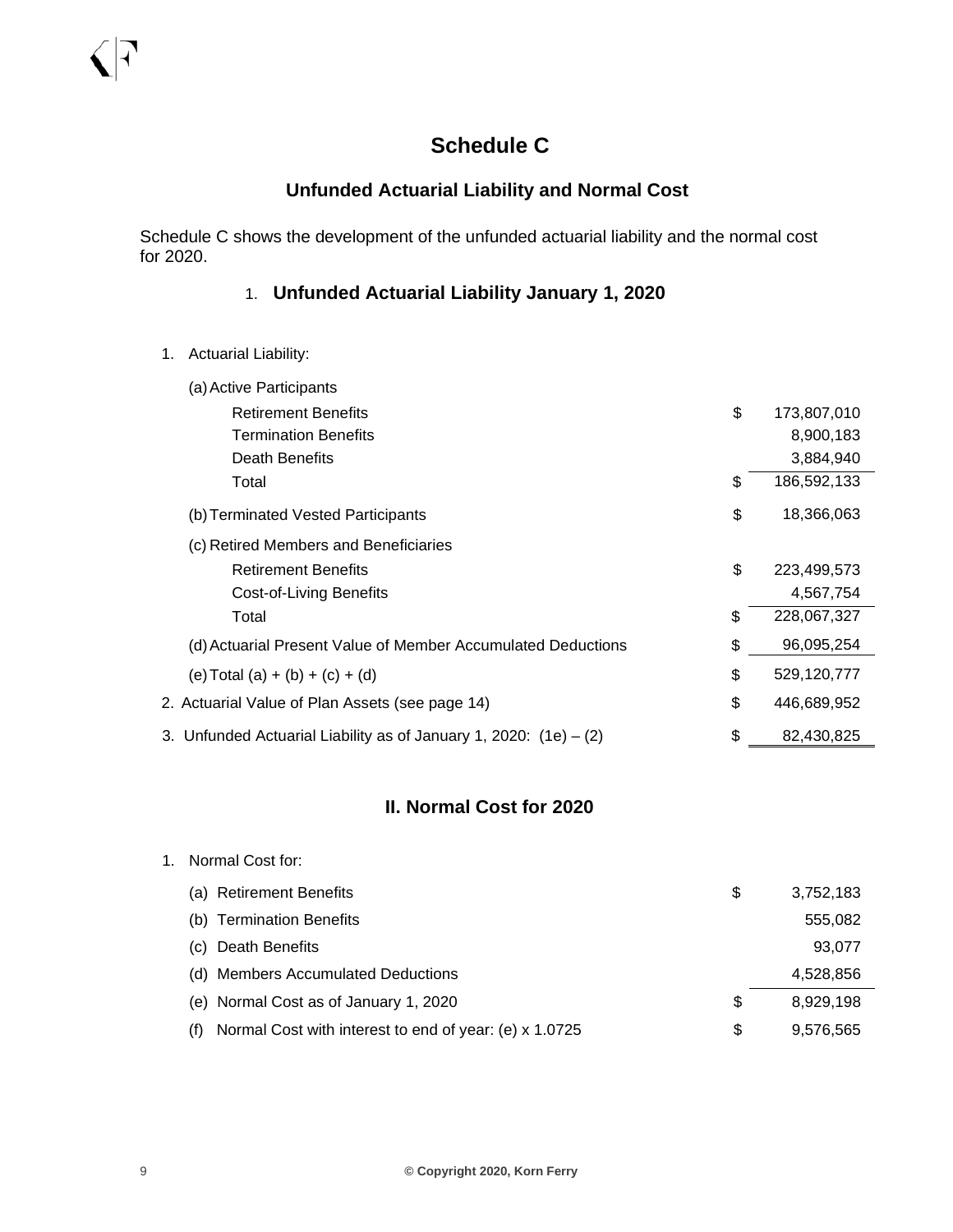# Schedule C

## Unfunded Actuarial Liability and Normal Cost

Schedule C shows the development of the unfunded actuarial liability and the normal cost for 2020.

### 1. Unfunded Actuarial Liability January 1, 2020

| | | |
|---|---|---|
| 1. Actuarial Liability: | | |
| (a) Active Participants | | |
| Retirement Benefits | $ | 173,807,010 |
| Termination Benefits | | 8,900,183 |
| Death Benefits | | 3,884,940 |
| Total | $ | 186,592,133 |
| (b) Terminated Vested Participants | $ | 18,366,063 |
| (c) Retired Members and Beneficiaries | | |
| Retirement Benefits | $ | 223,499,573 |
| Cost-of-Living Benefits | | 4,567,754 |
| Total | $ | 228,067,327 |
| (d) Actuarial Present Value of Member Accumulated Deductions | $ | 96,095,254 |
| (e) Total (a) + (b) + (c) + (d) | $ | 529,120,777 |
| 2. Actuarial Value of Plan Assets (see page 14) | $ | 446,689,952 |
| 3. Unfunded Actuarial Liability as of January 1, 2020: (1e) – (2) | $ | 82,430,825 |

### II. Normal Cost for 2020

| | | |
|---|---|---|
| 1. Normal Cost for: | | |
| (a) Retirement Benefits | $ | 3,752,183 |
| (b) Termination Benefits | | 555,082 |
| (c) Death Benefits | | 93,077 |
| (d) Members Accumulated Deductions | | 4,528,856 |
| (e) Normal Cost as of January 1, 2020 | $ | 8,929,198 |
| (f) Normal Cost with interest to end of year: (e) x 1.0725 | $ | 9,576,565 |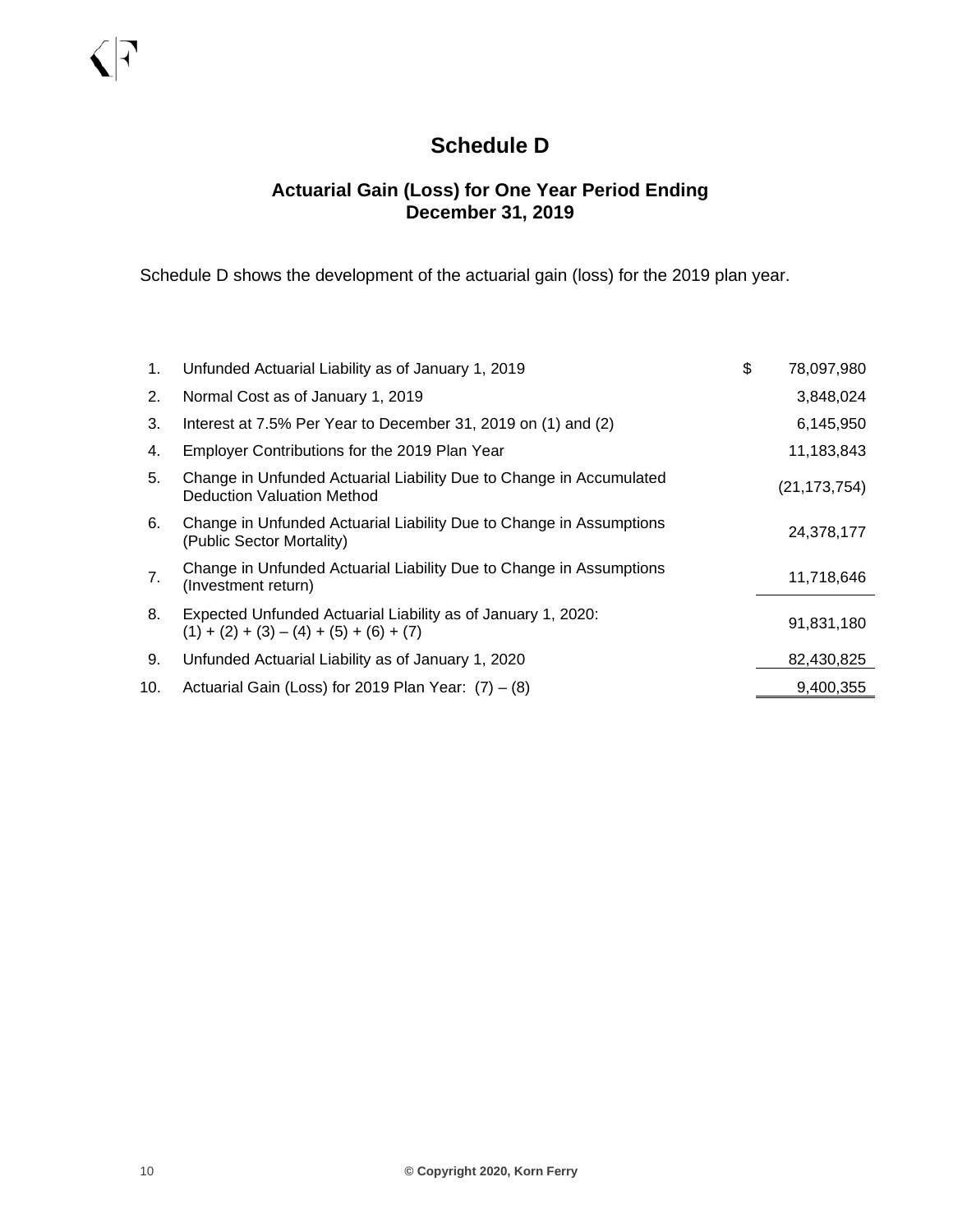# Schedule D

## Actuarial Gain (Loss) for One Year Period Ending December 31, 2019

Schedule D shows the development of the actuarial gain (loss) for the 2019 plan year.

| | | |
|---|---|---|
| 1. | Unfunded Actuarial Liability as of January 1, 2019 | $ 78,097,980 |
| 2. | Normal Cost as of January 1, 2019 | 3,848,024 |
| 3. | Interest at 7.5% Per Year to December 31, 2019 on (1) and (2) | 6,145,950 |
| 4. | Employer Contributions for the 2019 Plan Year | 11,183,843 |
| 5. | Change in Unfunded Actuarial Liability Due to Change in Accumulated Deduction Valuation Method | (21,173,754) |
| 6. | Change in Unfunded Actuarial Liability Due to Change in Assumptions (Public Sector Mortality) | 24,378,177 |
| 7. | Change in Unfunded Actuarial Liability Due to Change in Assumptions (Investment return) | 11,718,646 |
| 8. | Expected Unfunded Actuarial Liability as of January 1, 2020: (1) + (2) + (3) – (4) + (5) + (6) + (7) | 91,831,180 |
| 9. | Unfunded Actuarial Liability as of January 1, 2020 | 82,430,825 |
| 10. | Actuarial Gain (Loss) for 2019 Plan Year: (7) – (8) | 9,400,355 |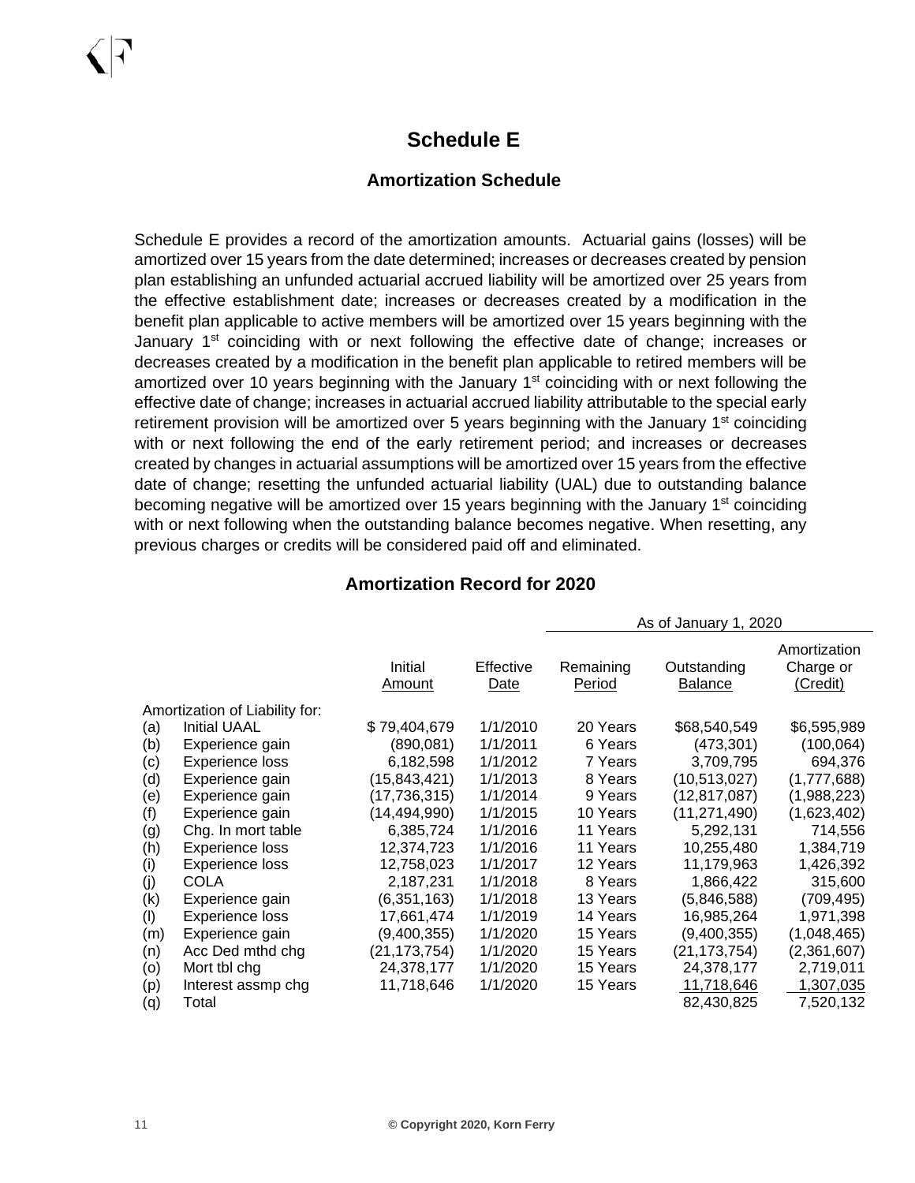# Schedule E

## Amortization Schedule

Schedule E provides a record of the amortization amounts. Actuarial gains (losses) will be amortized over 15 years from the date determined; increases or decreases created by pension plan establishing an unfunded actuarial accrued liability will be amortized over 25 years from the effective establishment date; increases or decreases created by a modification in the benefit plan applicable to active members will be amortized over 15 years beginning with the January 1st coinciding with or next following the effective date of change; increases or decreases created by a modification in the benefit plan applicable to retired members will be amortized over 10 years beginning with the January 1st coinciding with or next following the effective date of change; increases in actuarial accrued liability attributable to the special early retirement provision will be amortized over 5 years beginning with the January 1st coinciding with or next following the end of the early retirement period; and increases or decreases created by changes in actuarial assumptions will be amortized over 15 years from the effective date of change; resetting the unfunded actuarial liability (UAL) due to outstanding balance becoming negative will be amortized over 15 years beginning with the January 1st coinciding with or next following when the outstanding balance becomes negative. When resetting, any previous charges or credits will be considered paid off and eliminated.

### Amortization Record for 2020

| | | | | As of January 1, 2020 | | |
|---|---|---|---|---|---|---|
| | | Initial Amount | Effective Date | Remaining Period | Outstanding Balance | Amortization Charge or (Credit) |
| | Amortization of Liability for: | | | | | |
| (a) | Initial UAAL | $ 79,404,679 | 1/1/2010 | 20 Years | $68,540,549 | $6,595,989 |
| (b) | Experience gain | (890,081) | 1/1/2011 | 6 Years | (473,301) | (100,064) |
| (c) | Experience loss | 6,182,598 | 1/1/2012 | 7 Years | 3,709,795 | 694,376 |
| (d) | Experience gain | (15,843,421) | 1/1/2013 | 8 Years | (10,513,027) | (1,777,688) |
| (e) | Experience gain | (17,736,315) | 1/1/2014 | 9 Years | (12,817,087) | (1,988,223) |
| (f) | Experience gain | (14,494,990) | 1/1/2015 | 10 Years | (11,271,490) | (1,623,402) |
| (g) | Chg. In mort table | 6,385,724 | 1/1/2016 | 11 Years | 5,292,131 | 714,556 |
| (h) | Experience loss | 12,374,723 | 1/1/2016 | 11 Years | 10,255,480 | 1,384,719 |
| (i) | Experience loss | 12,758,023 | 1/1/2017 | 12 Years | 11,179,963 | 1,426,392 |
| (j) | COLA | 2,187,231 | 1/1/2018 | 8 Years | 1,866,422 | 315,600 |
| (k) | Experience gain | (6,351,163) | 1/1/2018 | 13 Years | (5,846,588) | (709,495) |
| (l) | Experience loss | 17,661,474 | 1/1/2019 | 14 Years | 16,985,264 | 1,971,398 |
| (m) | Experience gain | (9,400,355) | 1/1/2020 | 15 Years | (9,400,355) | (1,048,465) |
| (n) | Acc Ded mthd chg | (21,173,754) | 1/1/2020 | 15 Years | (21,173,754) | (2,361,607) |
| (o) | Mort tbl chg | 24,378,177 | 1/1/2020 | 15 Years | 24,378,177 | 2,719,011 |
| (p) | Interest assmp chg | 11,718,646 | 1/1/2020 | 15 Years | 11,718,646 | 1,307,035 |
| (q) | Total | | | | 82,430,825 | 7,520,132 |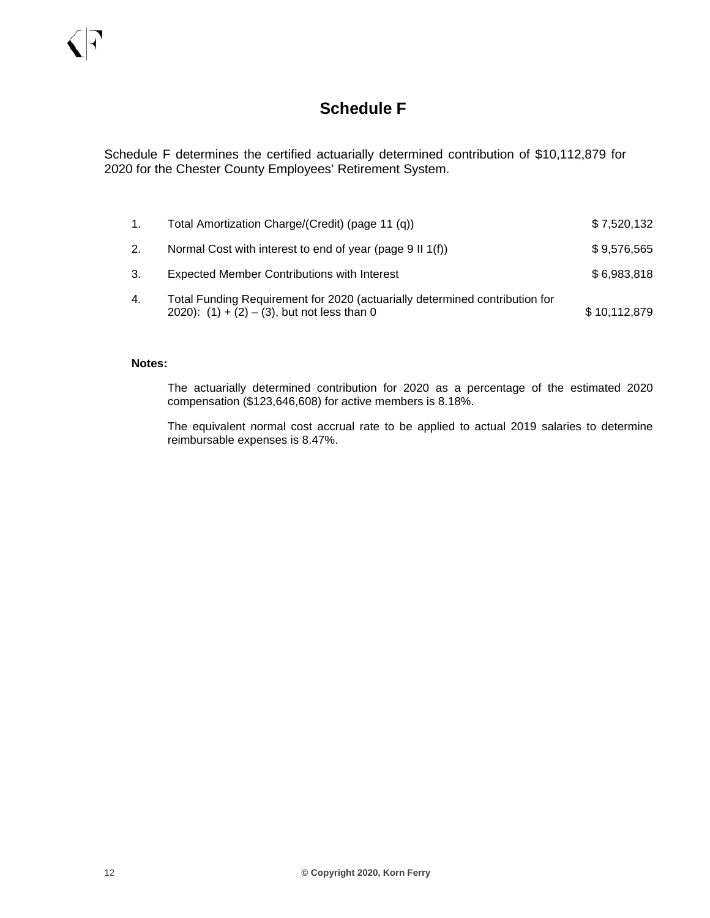# Schedule F

Schedule F determines the certified actuarially determined contribution of $10,112,879 for 2020 for the Chester County Employees' Retirement System.

| | | |
|---|---|---|
| 1. | Total Amortization Charge/(Credit) (page 11 (q)) | $ 7,520,132 |
| 2. | Normal Cost with interest to end of year (page 9 II 1(f)) | $ 9,576,565 |
| 3. | Expected Member Contributions with Interest | $ 6,983,818 |
| 4. | Total Funding Requirement for 2020 (actuarially determined contribution for 2020): (1) + (2) – (3), but not less than 0 | $ 10,112,879 |

**Notes:**

The actuarially determined contribution for 2020 as a percentage of the estimated 2020 compensation ($123,646,608) for active members is 8.18%.

The equivalent normal cost accrual rate to be applied to actual 2019 salaries to determine reimbursable expenses is 8.47%.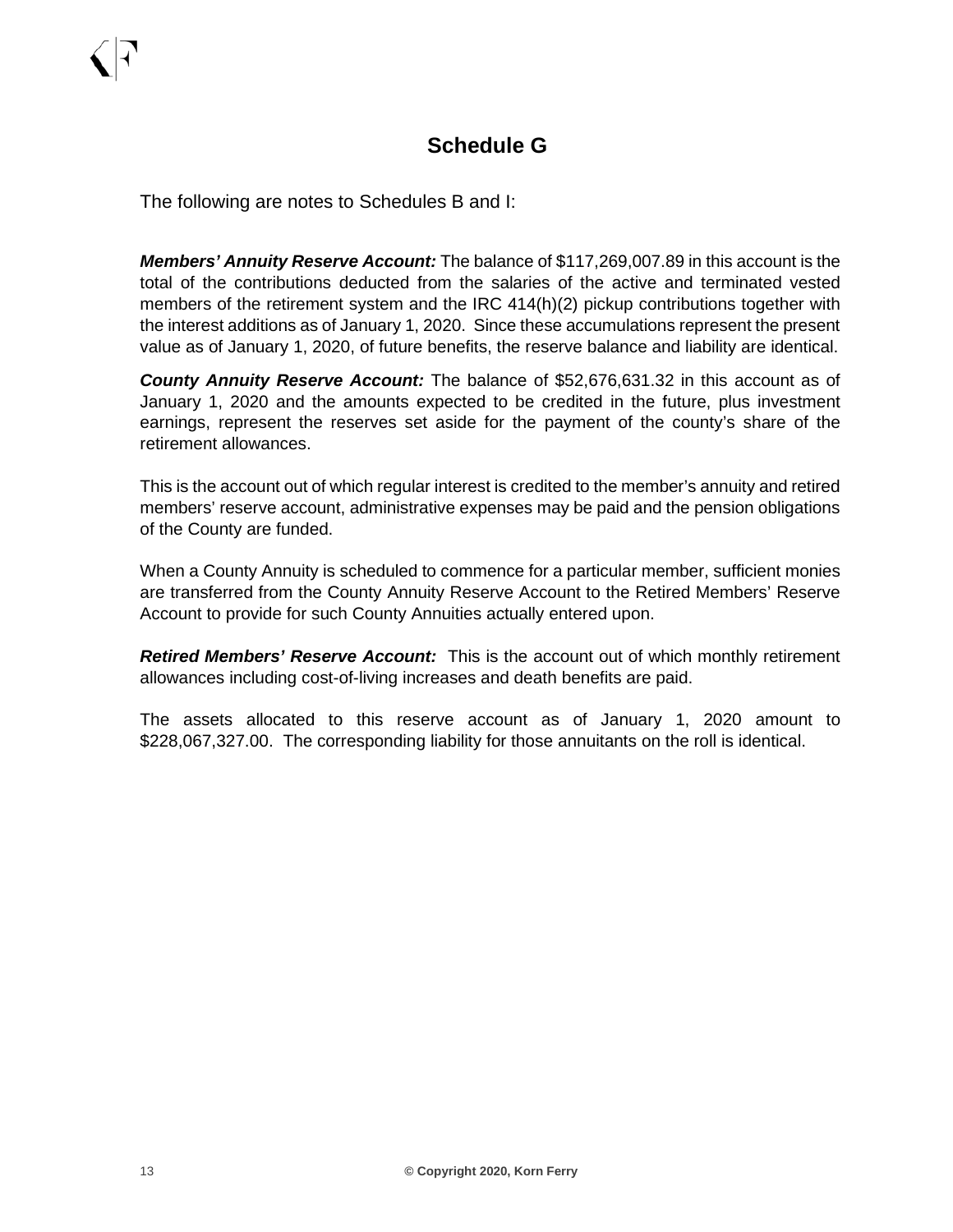# Schedule G

The following are notes to Schedules B and I:

***Members' Annuity Reserve Account:*** The balance of $117,269,007.89 in this account is the total of the contributions deducted from the salaries of the active and terminated vested members of the retirement system and the IRC 414(h)(2) pickup contributions together with the interest additions as of January 1, 2020. Since these accumulations represent the present value as of January 1, 2020, of future benefits, the reserve balance and liability are identical.

***County Annuity Reserve Account:*** The balance of $52,676,631.32 in this account as of January 1, 2020 and the amounts expected to be credited in the future, plus investment earnings, represent the reserves set aside for the payment of the county's share of the retirement allowances.

This is the account out of which regular interest is credited to the member's annuity and retired members' reserve account, administrative expenses may be paid and the pension obligations of the County are funded.

When a County Annuity is scheduled to commence for a particular member, sufficient monies are transferred from the County Annuity Reserve Account to the Retired Members' Reserve Account to provide for such County Annuities actually entered upon.

***Retired Members' Reserve Account:*** This is the account out of which monthly retirement allowances including cost-of-living increases and death benefits are paid.

The assets allocated to this reserve account as of January 1, 2020 amount to $228,067,327.00. The corresponding liability for those annuitants on the roll is identical.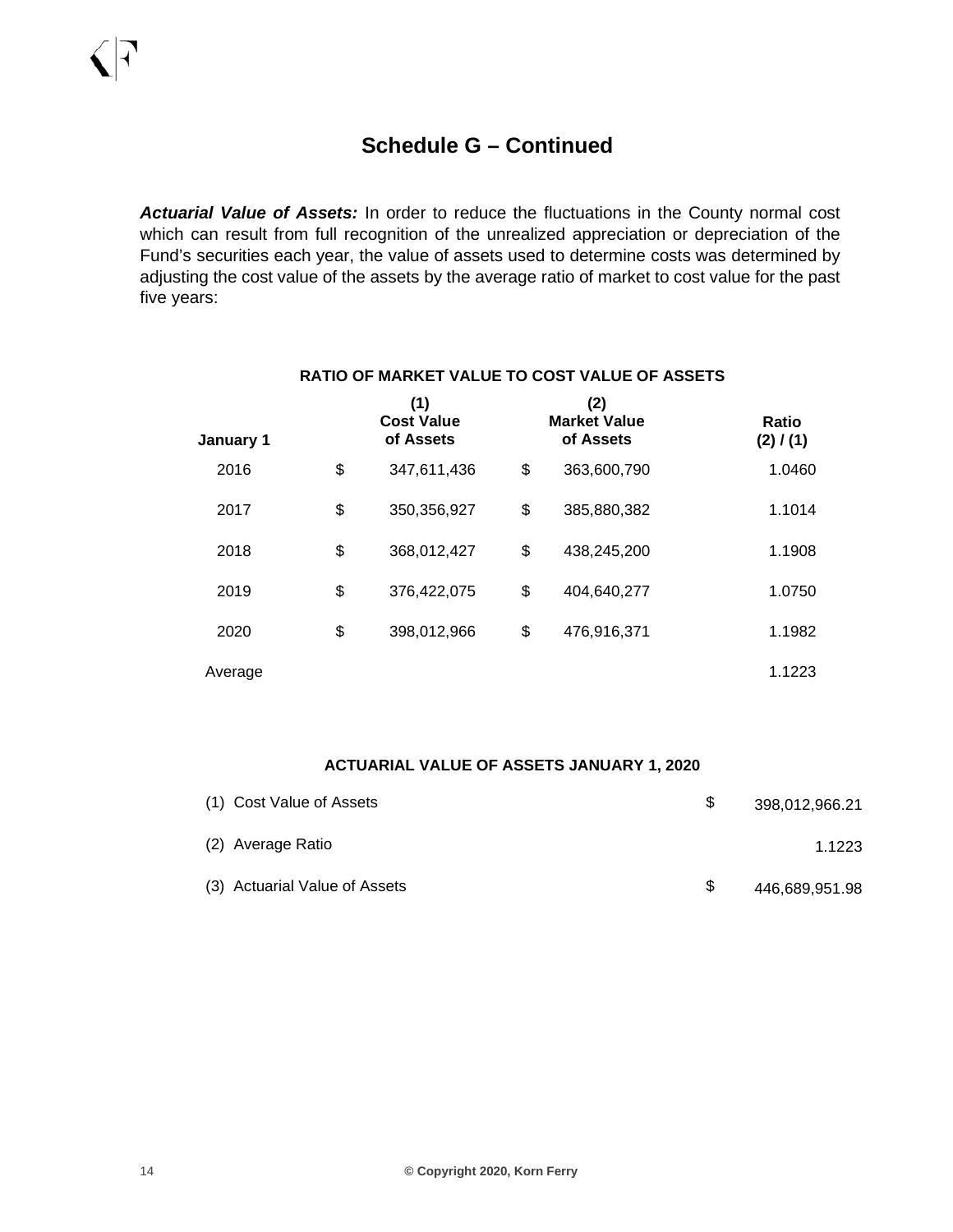## Schedule G – Continued

***Actuarial Value of Assets:*** In order to reduce the fluctuations in the County normal cost which can result from full recognition of the unrealized appreciation or depreciation of the Fund's securities each year, the value of assets used to determine costs was determined by adjusting the cost value of the assets by the average ratio of market to cost value for the past five years:

**RATIO OF MARKET VALUE TO COST VALUE OF ASSETS**

| January 1 | (1) Cost Value of Assets | (2) Market Value of Assets | Ratio (2) / (1) |
|---|---|---|---|
| 2016 | $ 347,611,436 | $ 363,600,790 | 1.0460 |
| 2017 | $ 350,356,927 | $ 385,880,382 | 1.1014 |
| 2018 | $ 368,012,427 | $ 438,245,200 | 1.1908 |
| 2019 | $ 376,422,075 | $ 404,640,277 | 1.0750 |
| 2020 | $ 398,012,966 | $ 476,916,371 | 1.1982 |
| Average | | | 1.1223 |

**ACTUARIAL VALUE OF ASSETS JANUARY 1, 2020**

| | |
|---|---|
| (1) Cost Value of Assets | $ 398,012,966.21 |
| (2) Average Ratio | 1.1223 |
| (3) Actuarial Value of Assets | $ 446,689,951.98 |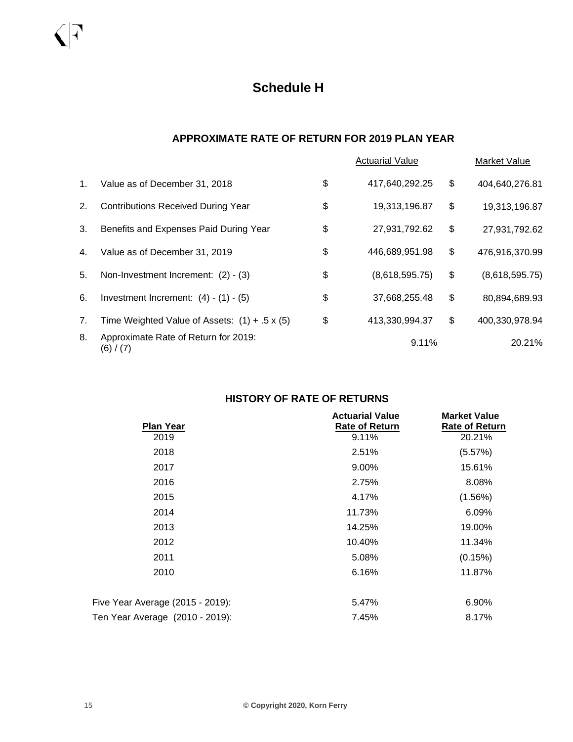# Schedule H

## APPROXIMATE RATE OF RETURN FOR 2019 PLAN YEAR

| | | | Actuarial Value | | Market Value |
|---|---|---|---|---|---|
| 1. | Value as of December 31, 2018 | $ | 417,640,292.25 | $ | 404,640,276.81 |
| 2. | Contributions Received During Year | $ | 19,313,196.87 | $ | 19,313,196.87 |
| 3. | Benefits and Expenses Paid During Year | $ | 27,931,792.62 | $ | 27,931,792.62 |
| 4. | Value as of December 31, 2019 | $ | 446,689,951.98 | $ | 476,916,370.99 |
| 5. | Non-Investment Increment: (2) - (3) | $ | (8,618,595.75) | $ | (8,618,595.75) |
| 6. | Investment Increment: (4) - (1) - (5) | $ | 37,668,255.48 | $ | 80,894,689.93 |
| 7. | Time Weighted Value of Assets: (1) + .5 x (5) | $ | 413,330,994.37 | $ | 400,330,978.94 |
| 8. | Approximate Rate of Return for 2019: (6) / (7) | | 9.11% | | 20.21% |

## HISTORY OF RATE OF RETURNS

| Plan Year | Actuarial Value Rate of Return | Market Value Rate of Return |
|---|---|---|
| 2019 | 9.11% | 20.21% |
| 2018 | 2.51% | (5.57%) |
| 2017 | 9.00% | 15.61% |
| 2016 | 2.75% | 8.08% |
| 2015 | 4.17% | (1.56%) |
| 2014 | 11.73% | 6.09% |
| 2013 | 14.25% | 19.00% |
| 2012 | 10.40% | 11.34% |
| 2011 | 5.08% | (0.15%) |
| 2010 | 6.16% | 11.87% |
| Five Year Average (2015 - 2019): | 5.47% | 6.90% |
| Ten Year Average (2010 - 2019): | 7.45% | 8.17% |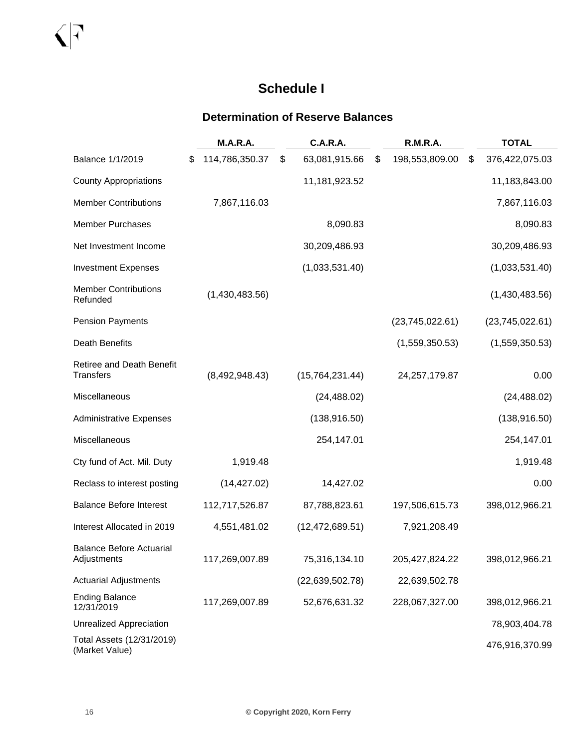# Schedule I

## Determination of Reserve Balances

| | M.A.R.A. | C.A.R.A. | R.M.R.A. | TOTAL |
|---|---|---|---|---|
| Balance 1/1/2019 | $ 114,786,350.37 | $ 63,081,915.66 | $ 198,553,809.00 | $ 376,422,075.03 |
| County Appropriations | | 11,181,923.52 | | 11,183,843.00 |
| Member Contributions | 7,867,116.03 | | | 7,867,116.03 |
| Member Purchases | | 8,090.83 | | 8,090.83 |
| Net Investment Income | | 30,209,486.93 | | 30,209,486.93 |
| Investment Expenses | | (1,033,531.40) | | (1,033,531.40) |
| Member Contributions Refunded | (1,430,483.56) | | | (1,430,483.56) |
| Pension Payments | | | (23,745,022.61) | (23,745,022.61) |
| Death Benefits | | | (1,559,350.53) | (1,559,350.53) |
| Retiree and Death Benefit Transfers | (8,492,948.43) | (15,764,231.44) | 24,257,179.87 | 0.00 |
| Miscellaneous | | (24,488.02) | | (24,488.02) |
| Administrative Expenses | | (138,916.50) | | (138,916.50) |
| Miscellaneous | | 254,147.01 | | 254,147.01 |
| Cty fund of Act. Mil. Duty | 1,919.48 | | | 1,919.48 |
| Reclass to interest posting | (14,427.02) | 14,427.02 | | 0.00 |
| Balance Before Interest | 112,717,526.87 | 87,788,823.61 | 197,506,615.73 | 398,012,966.21 |
| Interest Allocated in 2019 | 4,551,481.02 | (12,472,689.51) | 7,921,208.49 | |
| Balance Before Actuarial Adjustments | 117,269,007.89 | 75,316,134.10 | 205,427,824.22 | 398,012,966.21 |
| Actuarial Adjustments | | (22,639,502.78) | 22,639,502.78 | |
| Ending Balance 12/31/2019 | 117,269,007.89 | 52,676,631.32 | 228,067,327.00 | 398,012,966.21 |
| Unrealized Appreciation | | | | 78,903,404.78 |
| Total Assets (12/31/2019) (Market Value) | | | | 476,916,370.99 |

© Copyright 2020, Korn Ferry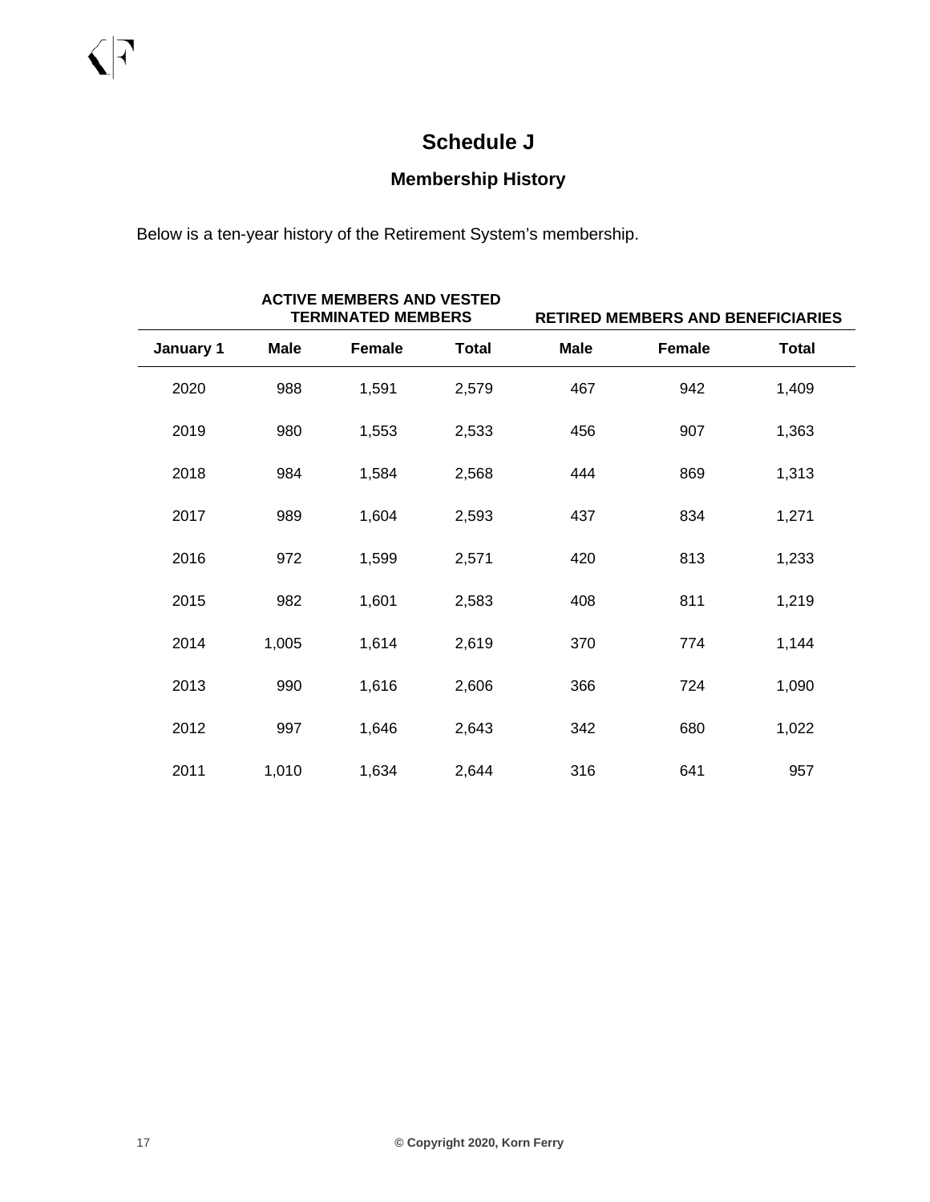# Schedule J

## Membership History

Below is a ten-year history of the Retirement System's membership.

| | ACTIVE MEMBERS AND VESTED TERMINATED MEMBERS | | | RETIRED MEMBERS AND BENEFICIARIES | | |
|---|---|---|---|---|---|---|
| **January 1** | **Male** | **Female** | **Total** | **Male** | **Female** | **Total** |
| 2020 | 988 | 1,591 | 2,579 | 467 | 942 | 1,409 |
| 2019 | 980 | 1,553 | 2,533 | 456 | 907 | 1,363 |
| 2018 | 984 | 1,584 | 2,568 | 444 | 869 | 1,313 |
| 2017 | 989 | 1,604 | 2,593 | 437 | 834 | 1,271 |
| 2016 | 972 | 1,599 | 2,571 | 420 | 813 | 1,233 |
| 2015 | 982 | 1,601 | 2,583 | 408 | 811 | 1,219 |
| 2014 | 1,005 | 1,614 | 2,619 | 370 | 774 | 1,144 |
| 2013 | 990 | 1,616 | 2,606 | 366 | 724 | 1,090 |
| 2012 | 997 | 1,646 | 2,643 | 342 | 680 | 1,022 |
| 2011 | 1,010 | 1,634 | 2,644 | 316 | 641 | 957 |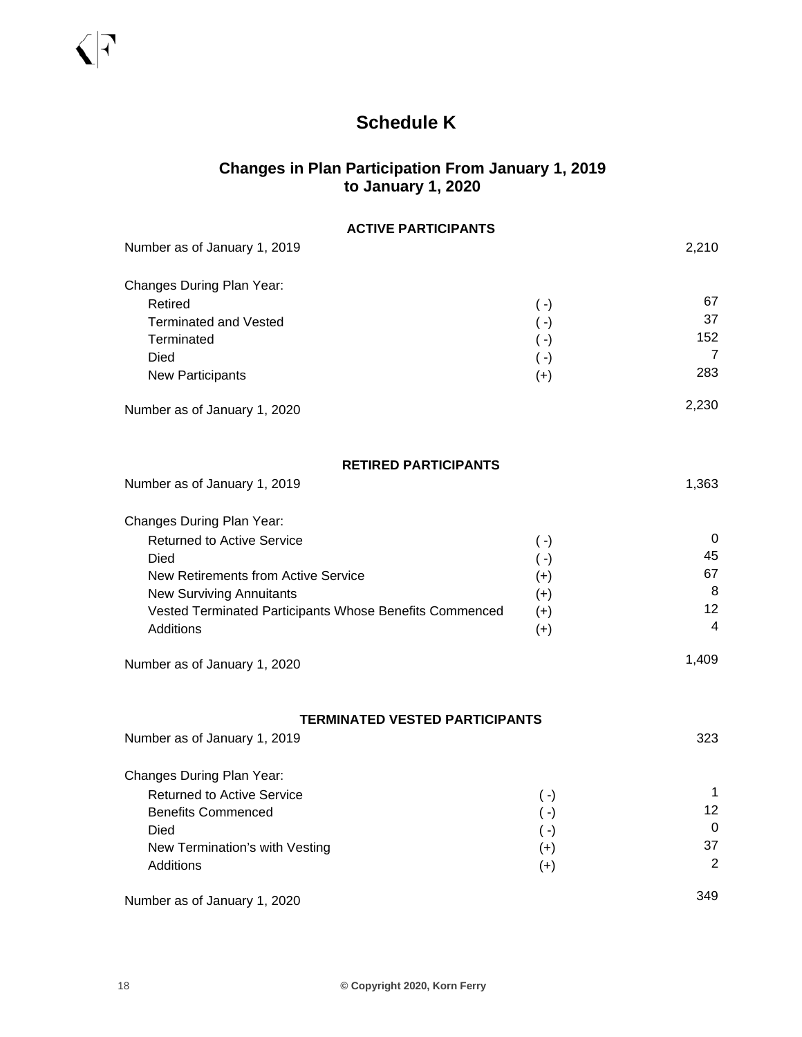# Schedule K

## Changes in Plan Participation From January 1, 2019 to January 1, 2020

### ACTIVE PARTICIPANTS

| | | |
|---|---|---|
| Number as of January 1, 2019 | | 2,210 |
| Changes During Plan Year: | | |
| Retired | ( -) | 67 |
| Terminated and Vested | ( -) | 37 |
| Terminated | ( -) | 152 |
| Died | ( -) | 7 |
| New Participants | (+) | 283 |
| Number as of January 1, 2020 | | 2,230 |

### RETIRED PARTICIPANTS

| | | |
|---|---|---|
| Number as of January 1, 2019 | | 1,363 |
| Changes During Plan Year: | | |
| Returned to Active Service | ( -) | 0 |
| Died | ( -) | 45 |
| New Retirements from Active Service | (+) | 67 |
| New Surviving Annuitants | (+) | 8 |
| Vested Terminated Participants Whose Benefits Commenced | (+) | 12 |
| Additions | (+) | 4 |
| Number as of January 1, 2020 | | 1,409 |

### TERMINATED VESTED PARTICIPANTS

| | | |
|---|---|---|
| Number as of January 1, 2019 | | 323 |
| Changes During Plan Year: | | |
| Returned to Active Service | ( -) | 1 |
| Benefits Commenced | ( -) | 12 |
| Died | ( -) | 0 |
| New Termination's with Vesting | (+) | 37 |
| Additions | (+) | 2 |
| Number as of January 1, 2020 | | 349 |

© Copyright 2020, Korn Ferry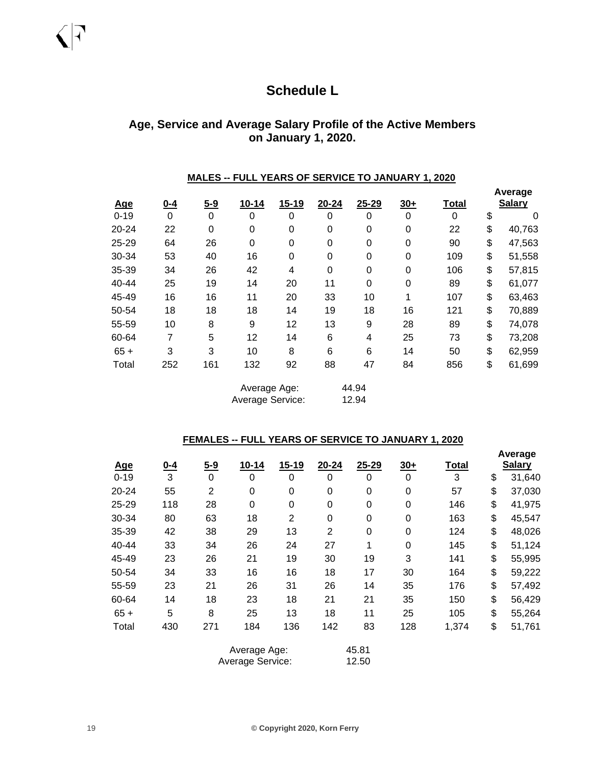# Schedule L

## Age, Service and Average Salary Profile of the Active Members on January 1, 2020.

### MALES -- FULL YEARS OF SERVICE TO JANUARY 1, 2020

| Age | 0-4 | 5-9 | 10-14 | 15-19 | 20-24 | 25-29 | 30+ | Total | Average Salary |
|---|---|---|---|---|---|---|---|---|---|
| 0-19 | 0 | 0 | 0 | 0 | 0 | 0 | 0 | 0 | $ 0 |
| 20-24 | 22 | 0 | 0 | 0 | 0 | 0 | 0 | 22 | $ 40,763 |
| 25-29 | 64 | 26 | 0 | 0 | 0 | 0 | 0 | 90 | $ 47,563 |
| 30-34 | 53 | 40 | 16 | 0 | 0 | 0 | 0 | 109 | $ 51,558 |
| 35-39 | 34 | 26 | 42 | 4 | 0 | 0 | 0 | 106 | $ 57,815 |
| 40-44 | 25 | 19 | 14 | 20 | 11 | 0 | 0 | 89 | $ 61,077 |
| 45-49 | 16 | 16 | 11 | 20 | 33 | 10 | 1 | 107 | $ 63,463 |
| 50-54 | 18 | 18 | 18 | 14 | 19 | 18 | 16 | 121 | $ 70,889 |
| 55-59 | 10 | 8 | 9 | 12 | 13 | 9 | 28 | 89 | $ 74,078 |
| 60-64 | 7 | 5 | 12 | 14 | 6 | 4 | 25 | 73 | $ 73,208 |
| 65 + | 3 | 3 | 10 | 8 | 6 | 6 | 14 | 50 | $ 62,959 |
| Total | 252 | 161 | 132 | 92 | 88 | 47 | 84 | 856 | $ 61,699 |

Average Age: 44.94
Average Service: 12.94

### FEMALES -- FULL YEARS OF SERVICE TO JANUARY 1, 2020

| Age | 0-4 | 5-9 | 10-14 | 15-19 | 20-24 | 25-29 | 30+ | Total | Average Salary |
|---|---|---|---|---|---|---|---|---|---|
| 0-19 | 3 | 0 | 0 | 0 | 0 | 0 | 0 | 3 | $ 31,640 |
| 20-24 | 55 | 2 | 0 | 0 | 0 | 0 | 0 | 57 | $ 37,030 |
| 25-29 | 118 | 28 | 0 | 0 | 0 | 0 | 0 | 146 | $ 41,975 |
| 30-34 | 80 | 63 | 18 | 2 | 0 | 0 | 0 | 163 | $ 45,547 |
| 35-39 | 42 | 38 | 29 | 13 | 2 | 0 | 0 | 124 | $ 48,026 |
| 40-44 | 33 | 34 | 26 | 24 | 27 | 1 | 0 | 145 | $ 51,124 |
| 45-49 | 23 | 26 | 21 | 19 | 30 | 19 | 3 | 141 | $ 55,995 |
| 50-54 | 34 | 33 | 16 | 16 | 18 | 17 | 30 | 164 | $ 59,222 |
| 55-59 | 23 | 21 | 26 | 31 | 26 | 14 | 35 | 176 | $ 57,492 |
| 60-64 | 14 | 18 | 23 | 18 | 21 | 21 | 35 | 150 | $ 56,429 |
| 65 + | 5 | 8 | 25 | 13 | 18 | 11 | 25 | 105 | $ 55,264 |
| Total | 430 | 271 | 184 | 136 | 142 | 83 | 128 | 1,374 | $ 51,761 |

Average Age: 45.81
Average Service: 12.50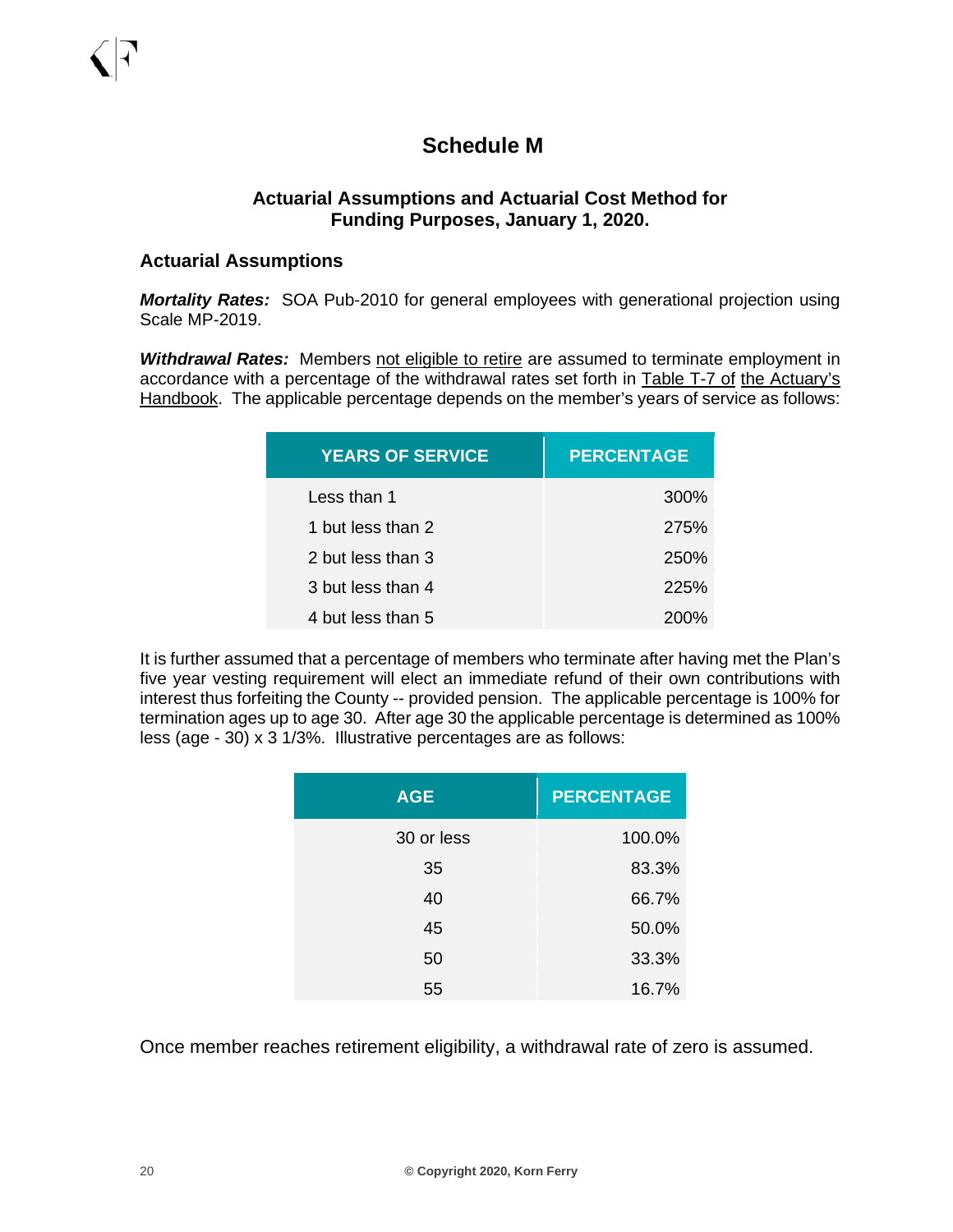# Schedule M

### Actuarial Assumptions and Actuarial Cost Method for Funding Purposes, January 1, 2020.

### Actuarial Assumptions

***Mortality Rates:*** SOA Pub-2010 for general employees with generational projection using Scale MP-2019.

***Withdrawal Rates:*** Members not eligible to retire are assumed to terminate employment in accordance with a percentage of the withdrawal rates set forth in Table T-7 of the Actuary's Handbook. The applicable percentage depends on the member's years of service as follows:

| YEARS OF SERVICE | PERCENTAGE |
|---|---|
| Less than 1 | 300% |
| 1 but less than 2 | 275% |
| 2 but less than 3 | 250% |
| 3 but less than 4 | 225% |
| 4 but less than 5 | 200% |

It is further assumed that a percentage of members who terminate after having met the Plan's five year vesting requirement will elect an immediate refund of their own contributions with interest thus forfeiting the County -- provided pension. The applicable percentage is 100% for termination ages up to age 30. After age 30 the applicable percentage is determined as 100% less (age - 30) x 3 1/3%. Illustrative percentages are as follows:

| AGE | PERCENTAGE |
|---|---|
| 30 or less | 100.0% |
| 35 | 83.3% |
| 40 | 66.7% |
| 45 | 50.0% |
| 50 | 33.3% |
| 55 | 16.7% |

Once member reaches retirement eligibility, a withdrawal rate of zero is assumed.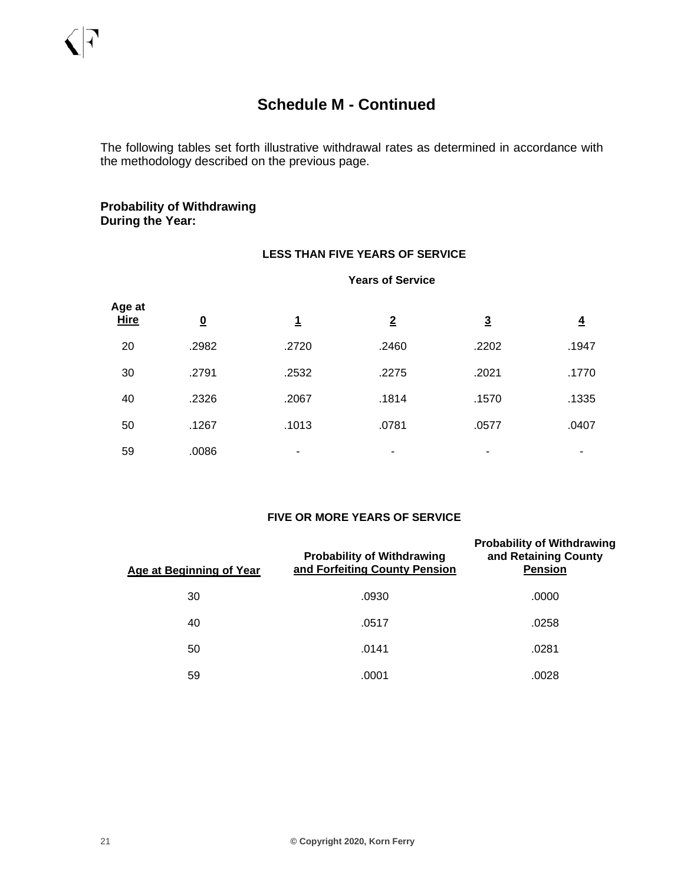## Schedule M - Continued

The following tables set forth illustrative withdrawal rates as determined in accordance with the methodology described on the previous page.

**Probability of Withdrawing During the Year:**

**LESS THAN FIVE YEARS OF SERVICE**

| Age at Hire | Years of Service 0 | 1 | 2 | 3 | 4 |
|---|---|---|---|---|---|
| 20 | .2982 | .2720 | .2460 | .2202 | .1947 |
| 30 | .2791 | .2532 | .2275 | .2021 | .1770 |
| 40 | .2326 | .2067 | .1814 | .1570 | .1335 |
| 50 | .1267 | .1013 | .0781 | .0577 | .0407 |
| 59 | .0086 | - | - | - | - |

**FIVE OR MORE YEARS OF SERVICE**

| Age at Beginning of Year | Probability of Withdrawing and Forfeiting County Pension | Probability of Withdrawing and Retaining County Pension |
|---|---|---|
| 30 | .0930 | .0000 |
| 40 | .0517 | .0258 |
| 50 | .0141 | .0281 |
| 59 | .0001 | .0028 |

**© Copyright 2020, Korn Ferry**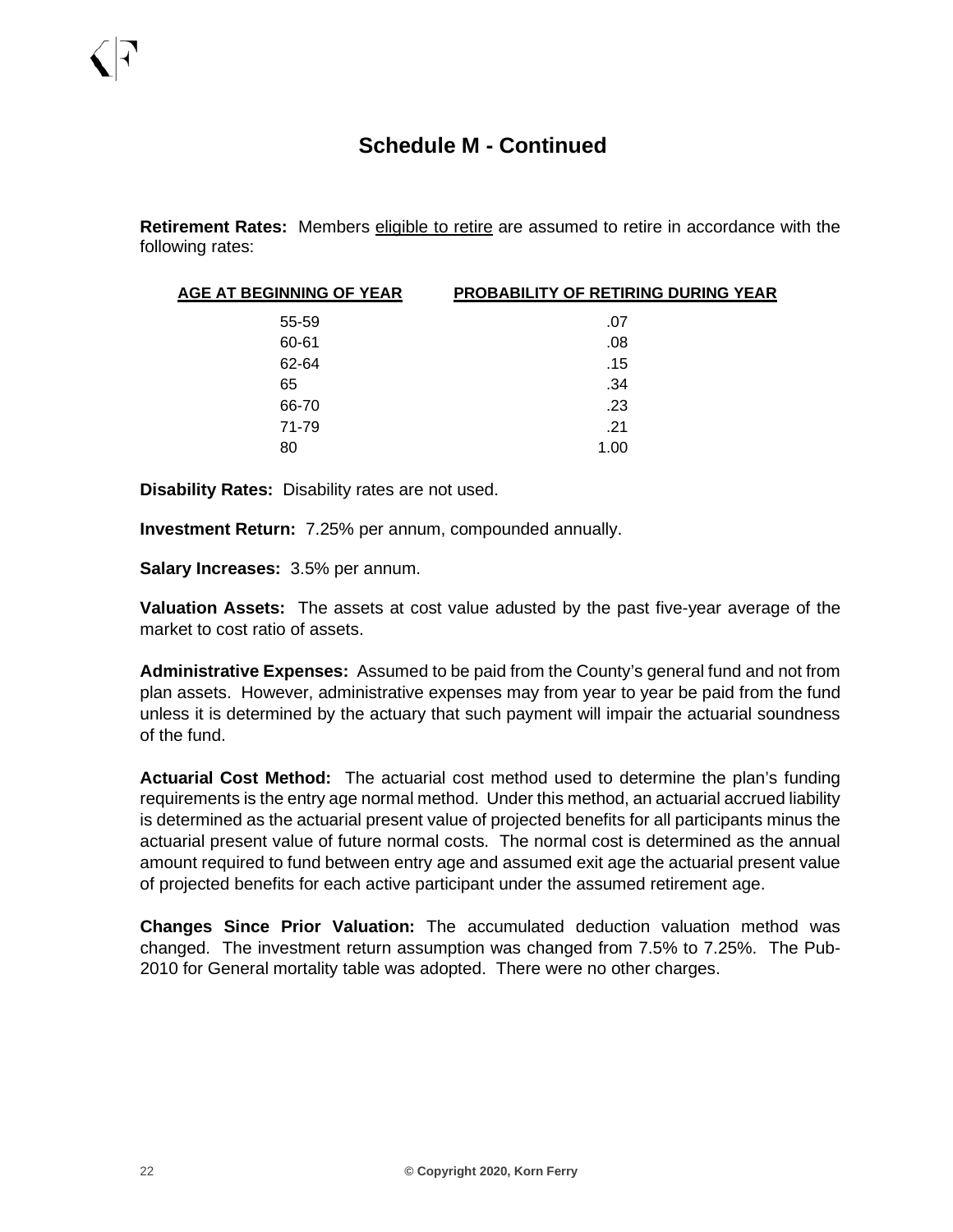## Schedule M - Continued

**Retirement Rates:** Members eligible to retire are assumed to retire in accordance with the following rates:

| AGE AT BEGINNING OF YEAR | PROBABILITY OF RETIRING DURING YEAR |
|---|---|
| 55-59 | .07 |
| 60-61 | .08 |
| 62-64 | .15 |
| 65 | .34 |
| 66-70 | .23 |
| 71-79 | .21 |
| 80 | 1.00 |

**Disability Rates:** Disability rates are not used.

**Investment Return:** 7.25% per annum, compounded annually.

**Salary Increases:** 3.5% per annum.

**Valuation Assets:** The assets at cost value adusted by the past five-year average of the market to cost ratio of assets.

**Administrative Expenses:** Assumed to be paid from the County's general fund and not from plan assets. However, administrative expenses may from year to year be paid from the fund unless it is determined by the actuary that such payment will impair the actuarial soundness of the fund.

**Actuarial Cost Method:** The actuarial cost method used to determine the plan's funding requirements is the entry age normal method. Under this method, an actuarial accrued liability is determined as the actuarial present value of projected benefits for all participants minus the actuarial present value of future normal costs. The normal cost is determined as the annual amount required to fund between entry age and assumed exit age the actuarial present value of projected benefits for each active participant under the assumed retirement age.

**Changes Since Prior Valuation:** The accumulated deduction valuation method was changed. The investment return assumption was changed from 7.5% to 7.25%. The Pub-2010 for General mortality table was adopted. There were no other charges.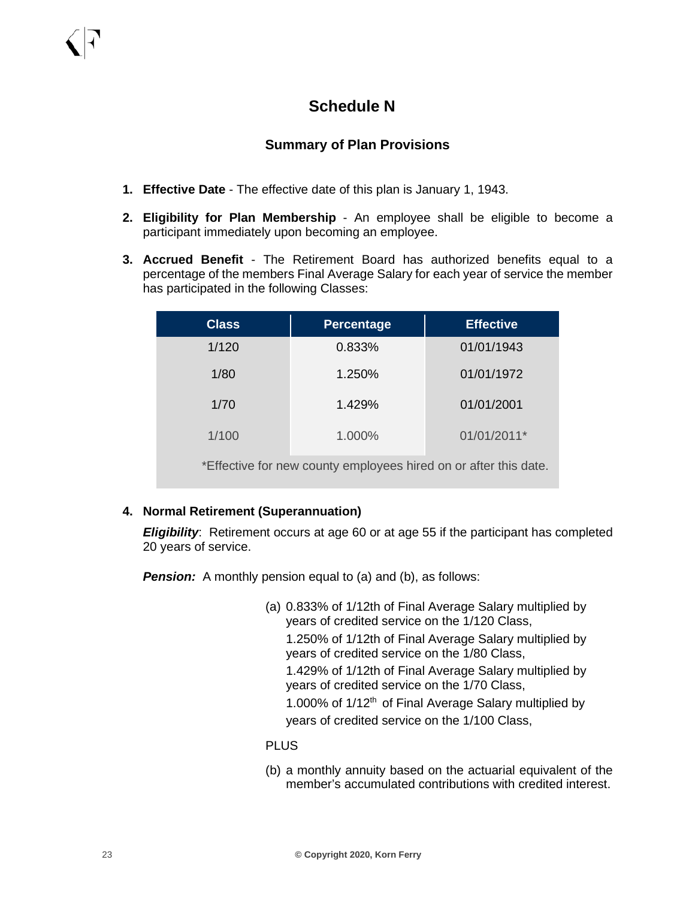# Schedule N

## Summary of Plan Provisions

1. **Effective Date** - The effective date of this plan is January 1, 1943.

2. **Eligibility for Plan Membership** - An employee shall be eligible to become a participant immediately upon becoming an employee.

3. **Accrued Benefit** - The Retirement Board has authorized benefits equal to a percentage of the members Final Average Salary for each year of service the member has participated in the following Classes:

| Class | Percentage | Effective |
|---|---|---|
| 1/120 | 0.833% | 01/01/1943 |
| 1/80 | 1.250% | 01/01/1972 |
| 1/70 | 1.429% | 01/01/2001 |
| 1/100 | 1.000% | 01/01/2011* |

*Effective for new county employees hired on or after this date.

4. **Normal Retirement (Superannuation)**

***Eligibility***: Retirement occurs at age 60 or at age 55 if the participant has completed 20 years of service.

***Pension:*** A monthly pension equal to (a) and (b), as follows:

(a) 0.833% of 1/12th of Final Average Salary multiplied by years of credited service on the 1/120 Class,
1.250% of 1/12th of Final Average Salary multiplied by years of credited service on the 1/80 Class,
1.429% of 1/12th of Final Average Salary multiplied by years of credited service on the 1/70 Class,
1.000% of 1/12th of Final Average Salary multiplied by years of credited service on the 1/100 Class,

PLUS

(b) a monthly annuity based on the actuarial equivalent of the member's accumulated contributions with credited interest.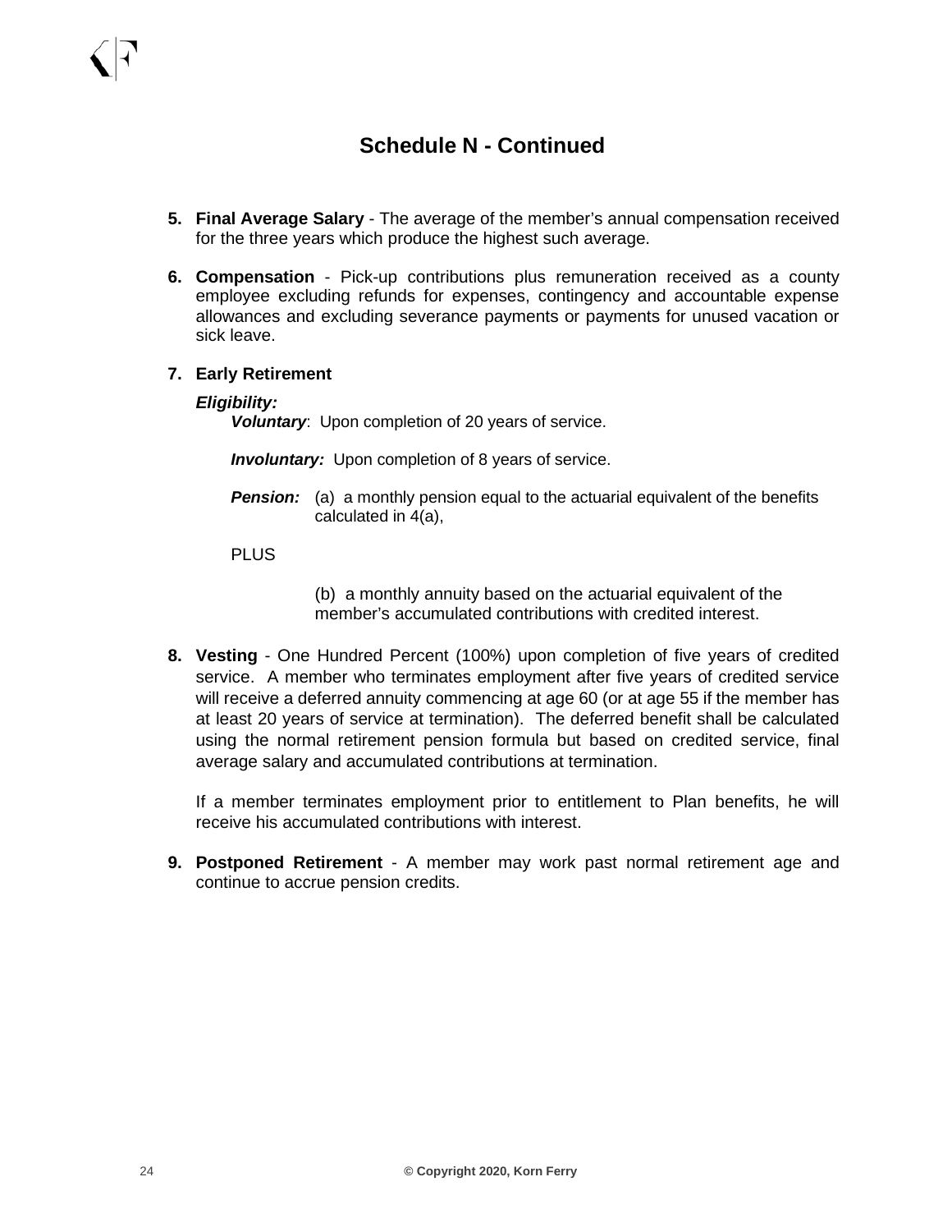# Schedule N - Continued

5. **Final Average Salary** - The average of the member's annual compensation received for the three years which produce the highest such average.

6. **Compensation** - Pick-up contributions plus remuneration received as a county employee excluding refunds for expenses, contingency and accountable expense allowances and excluding severance payments or payments for unused vacation or sick leave.

7. **Early Retirement**

   ***Eligibility:***

   ***Voluntary***: Upon completion of 20 years of service.

   ***Involuntary:*** Upon completion of 8 years of service.

   ***Pension:*** (a) a monthly pension equal to the actuarial equivalent of the benefits calculated in 4(a),

   PLUS

   (b) a monthly annuity based on the actuarial equivalent of the member's accumulated contributions with credited interest.

8. **Vesting** - One Hundred Percent (100%) upon completion of five years of credited service. A member who terminates employment after five years of credited service will receive a deferred annuity commencing at age 60 (or at age 55 if the member has at least 20 years of service at termination). The deferred benefit shall be calculated using the normal retirement pension formula but based on credited service, final average salary and accumulated contributions at termination.

   If a member terminates employment prior to entitlement to Plan benefits, he will receive his accumulated contributions with interest.

9. **Postponed Retirement** - A member may work past normal retirement age and continue to accrue pension credits.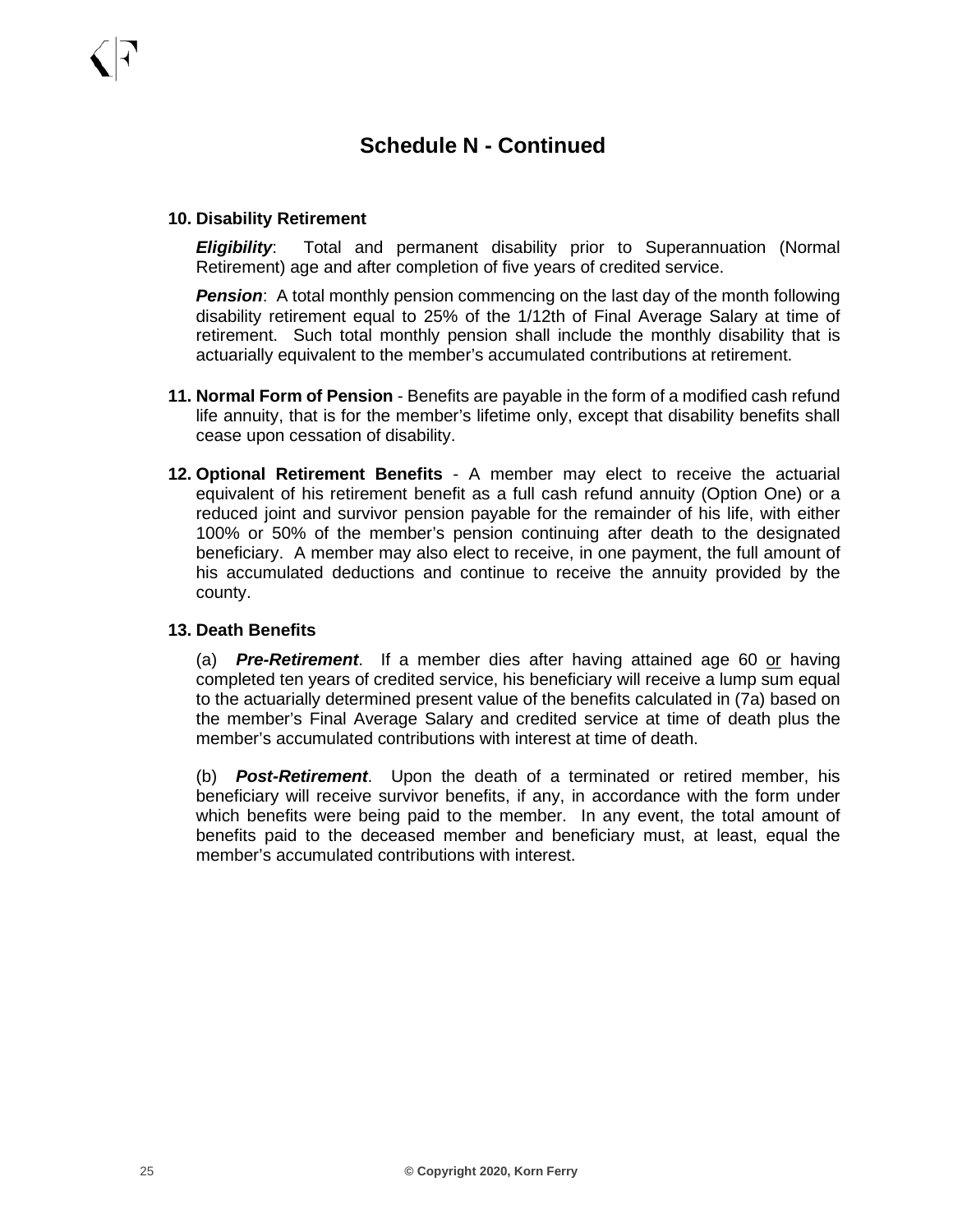## Schedule N - Continued

**10. Disability Retirement**

***Eligibility***: Total and permanent disability prior to Superannuation (Normal Retirement) age and after completion of five years of credited service.

***Pension***: A total monthly pension commencing on the last day of the month following disability retirement equal to 25% of the 1/12th of Final Average Salary at time of retirement. Such total monthly pension shall include the monthly disability that is actuarially equivalent to the member's accumulated contributions at retirement.

**11. Normal Form of Pension** - Benefits are payable in the form of a modified cash refund life annuity, that is for the member's lifetime only, except that disability benefits shall cease upon cessation of disability.

**12. Optional Retirement Benefits** - A member may elect to receive the actuarial equivalent of his retirement benefit as a full cash refund annuity (Option One) or a reduced joint and survivor pension payable for the remainder of his life, with either 100% or 50% of the member's pension continuing after death to the designated beneficiary. A member may also elect to receive, in one payment, the full amount of his accumulated deductions and continue to receive the annuity provided by the county.

**13. Death Benefits**

(a) ***Pre-Retirement***. If a member dies after having attained age 60 <u>or</u> having completed ten years of credited service, his beneficiary will receive a lump sum equal to the actuarially determined present value of the benefits calculated in (7a) based on the member's Final Average Salary and credited service at time of death plus the member's accumulated contributions with interest at time of death.

(b) ***Post-Retirement***. Upon the death of a terminated or retired member, his beneficiary will receive survivor benefits, if any, in accordance with the form under which benefits were being paid to the member. In any event, the total amount of benefits paid to the deceased member and beneficiary must, at least, equal the member's accumulated contributions with interest.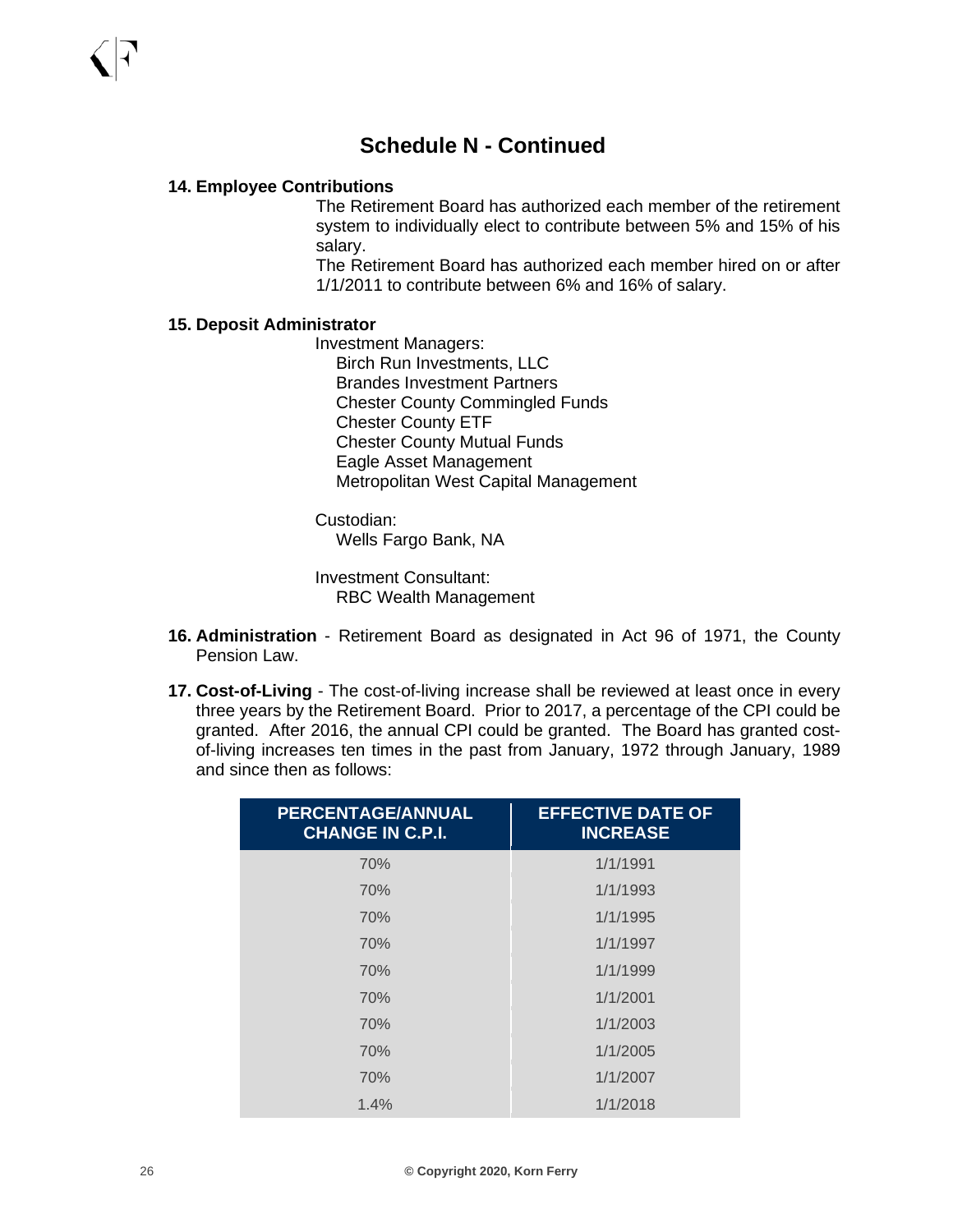# Schedule N - Continued

**14. Employee Contributions**

The Retirement Board has authorized each member of the retirement system to individually elect to contribute between 5% and 15% of his salary.

The Retirement Board has authorized each member hired on or after 1/1/2011 to contribute between 6% and 16% of salary.

**15. Deposit Administrator**

Investment Managers:
- Birch Run Investments, LLC
- Brandes Investment Partners
- Chester County Commingled Funds
- Chester County ETF
- Chester County Mutual Funds
- Eagle Asset Management
- Metropolitan West Capital Management

Custodian:
- Wells Fargo Bank, NA

Investment Consultant:
- RBC Wealth Management

**16. Administration** - Retirement Board as designated in Act 96 of 1971, the County Pension Law.

**17. Cost-of-Living** - The cost-of-living increase shall be reviewed at least once in every three years by the Retirement Board. Prior to 2017, a percentage of the CPI could be granted. After 2016, the annual CPI could be granted. The Board has granted cost-of-living increases ten times in the past from January, 1972 through January, 1989 and since then as follows:

| PERCENTAGE/ANNUAL CHANGE IN C.P.I. | EFFECTIVE DATE OF INCREASE |
|---|---|
| 70% | 1/1/1991 |
| 70% | 1/1/1993 |
| 70% | 1/1/1995 |
| 70% | 1/1/1997 |
| 70% | 1/1/1999 |
| 70% | 1/1/2001 |
| 70% | 1/1/2003 |
| 70% | 1/1/2005 |
| 70% | 1/1/2007 |
| 1.4% | 1/1/2018 |

**© Copyright 2020, Korn Ferry**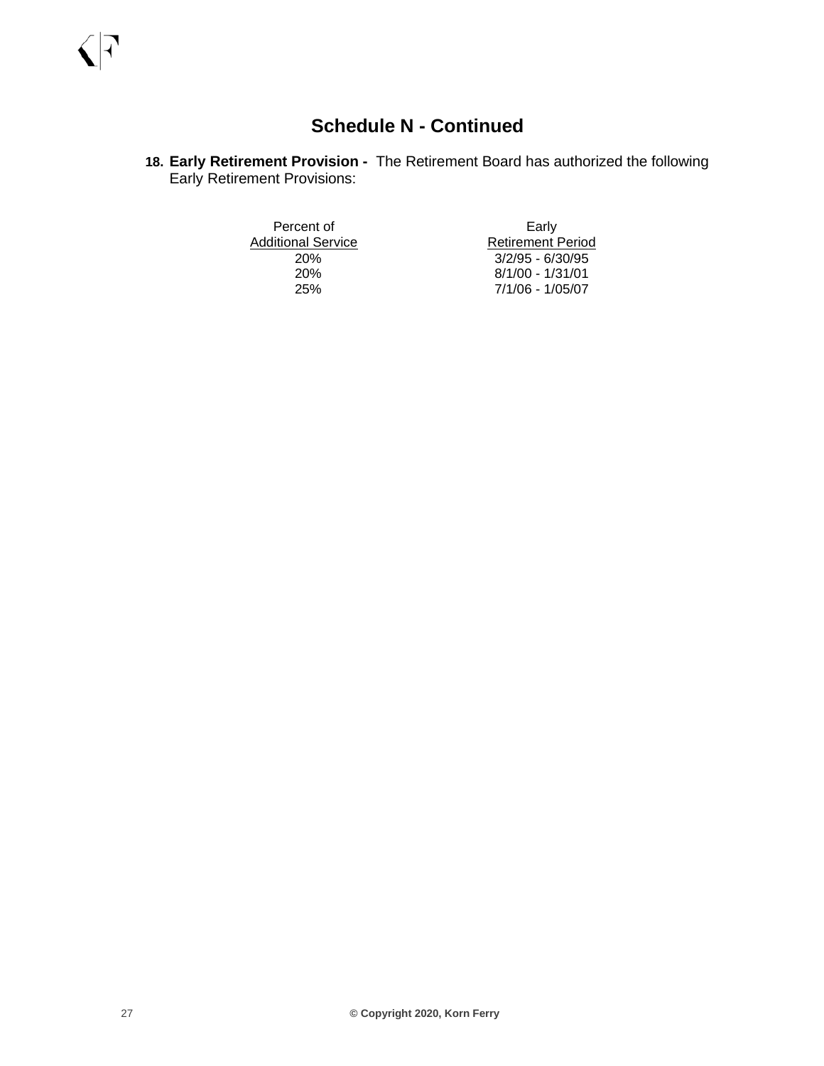# Schedule N - Continued

**18. Early Retirement Provision -** The Retirement Board has authorized the following Early Retirement Provisions:

| Percent of Additional Service | Early Retirement Period |
|---|---|
| 20% | 3/2/95 - 6/30/95 |
| 20% | 8/1/00 - 1/31/01 |
| 25% | 7/1/06 - 1/05/07 |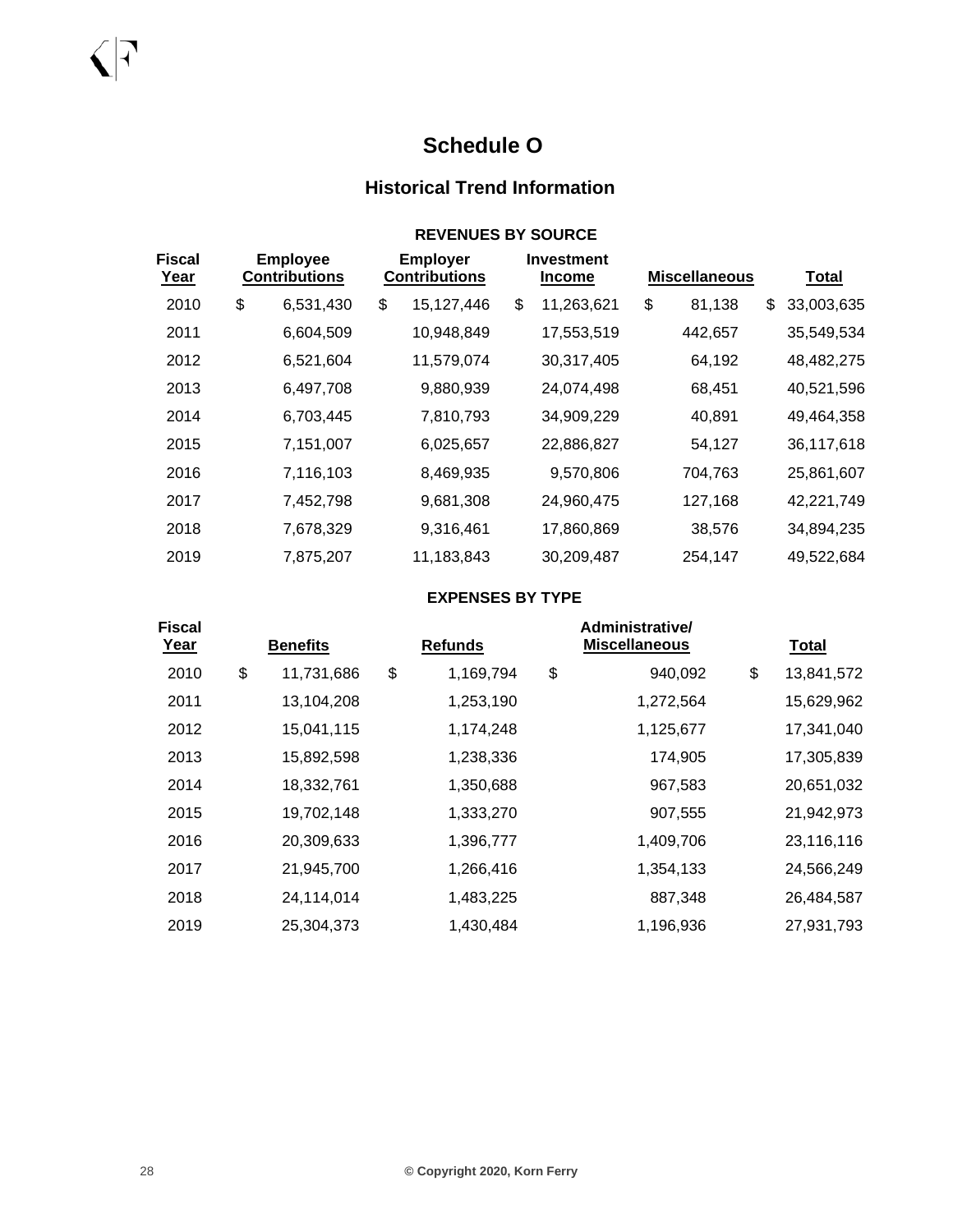# Schedule O

## Historical Trend Information

### REVENUES BY SOURCE

| Fiscal Year | Employee Contributions | Employer Contributions | Investment Income | Miscellaneous | Total |
|---|---|---|---|---|---|
| 2010 | $ 6,531,430 | $ 15,127,446 | $ 11,263,621 | $ 81,138 | $ 33,003,635 |
| 2011 | 6,604,509 | 10,948,849 | 17,553,519 | 442,657 | 35,549,534 |
| 2012 | 6,521,604 | 11,579,074 | 30,317,405 | 64,192 | 48,482,275 |
| 2013 | 6,497,708 | 9,880,939 | 24,074,498 | 68,451 | 40,521,596 |
| 2014 | 6,703,445 | 7,810,793 | 34,909,229 | 40,891 | 49,464,358 |
| 2015 | 7,151,007 | 6,025,657 | 22,886,827 | 54,127 | 36,117,618 |
| 2016 | 7,116,103 | 8,469,935 | 9,570,806 | 704,763 | 25,861,607 |
| 2017 | 7,452,798 | 9,681,308 | 24,960,475 | 127,168 | 42,221,749 |
| 2018 | 7,678,329 | 9,316,461 | 17,860,869 | 38,576 | 34,894,235 |
| 2019 | 7,875,207 | 11,183,843 | 30,209,487 | 254,147 | 49,522,684 |

### EXPENSES BY TYPE

| Fiscal Year | Benefits | Refunds | Administrative/ Miscellaneous | Total |
|---|---|---|---|---|
| 2010 | $ 11,731,686 | $ 1,169,794 | $ 940,092 | $ 13,841,572 |
| 2011 | 13,104,208 | 1,253,190 | 1,272,564 | 15,629,962 |
| 2012 | 15,041,115 | 1,174,248 | 1,125,677 | 17,341,040 |
| 2013 | 15,892,598 | 1,238,336 | 174,905 | 17,305,839 |
| 2014 | 18,332,761 | 1,350,688 | 967,583 | 20,651,032 |
| 2015 | 19,702,148 | 1,333,270 | 907,555 | 21,942,973 |
| 2016 | 20,309,633 | 1,396,777 | 1,409,706 | 23,116,116 |
| 2017 | 21,945,700 | 1,266,416 | 1,354,133 | 24,566,249 |
| 2018 | 24,114,014 | 1,483,225 | 887,348 | 26,484,587 |
| 2019 | 25,304,373 | 1,430,484 | 1,196,936 | 27,931,793 |

© Copyright 2020, Korn Ferry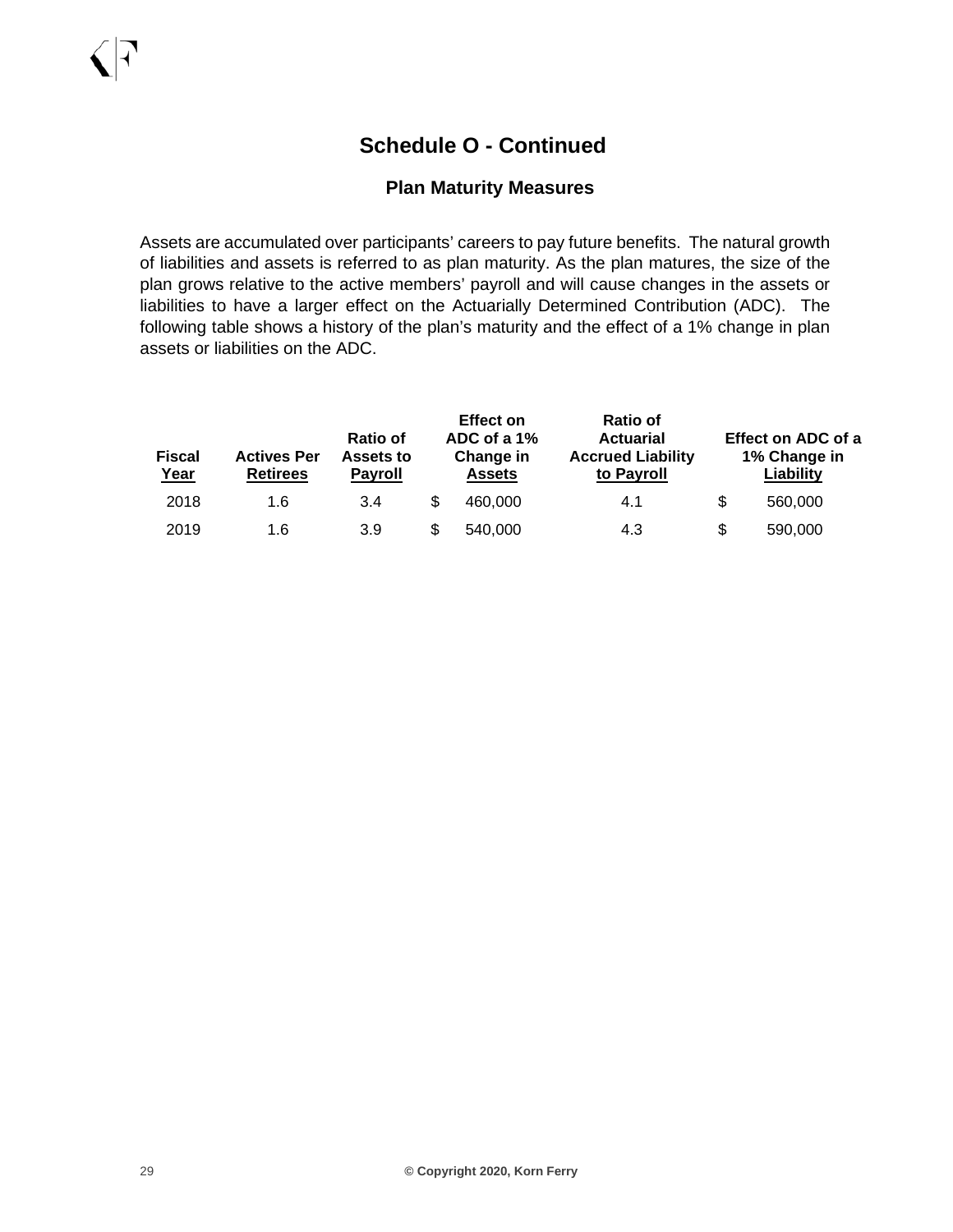## Schedule O - Continued

### Plan Maturity Measures

Assets are accumulated over participants' careers to pay future benefits. The natural growth of liabilities and assets is referred to as plan maturity. As the plan matures, the size of the plan grows relative to the active members' payroll and will cause changes in the assets or liabilities to have a larger effect on the Actuarially Determined Contribution (ADC). The following table shows a history of the plan's maturity and the effect of a 1% change in plan assets or liabilities on the ADC.

| Fiscal Year | Actives Per Retirees | Ratio of Assets to Payroll | Effect on ADC of a 1% Change in Assets | Ratio of Actuarial Accrued Liability to Payroll | Effect on ADC of a 1% Change in Liability |
|---|---|---|---|---|---|
| 2018 | 1.6 | 3.4 | $ 460,000 | 4.1 | $ 560,000 |
| 2019 | 1.6 | 3.9 | $ 540,000 | 4.3 | $ 590,000 |